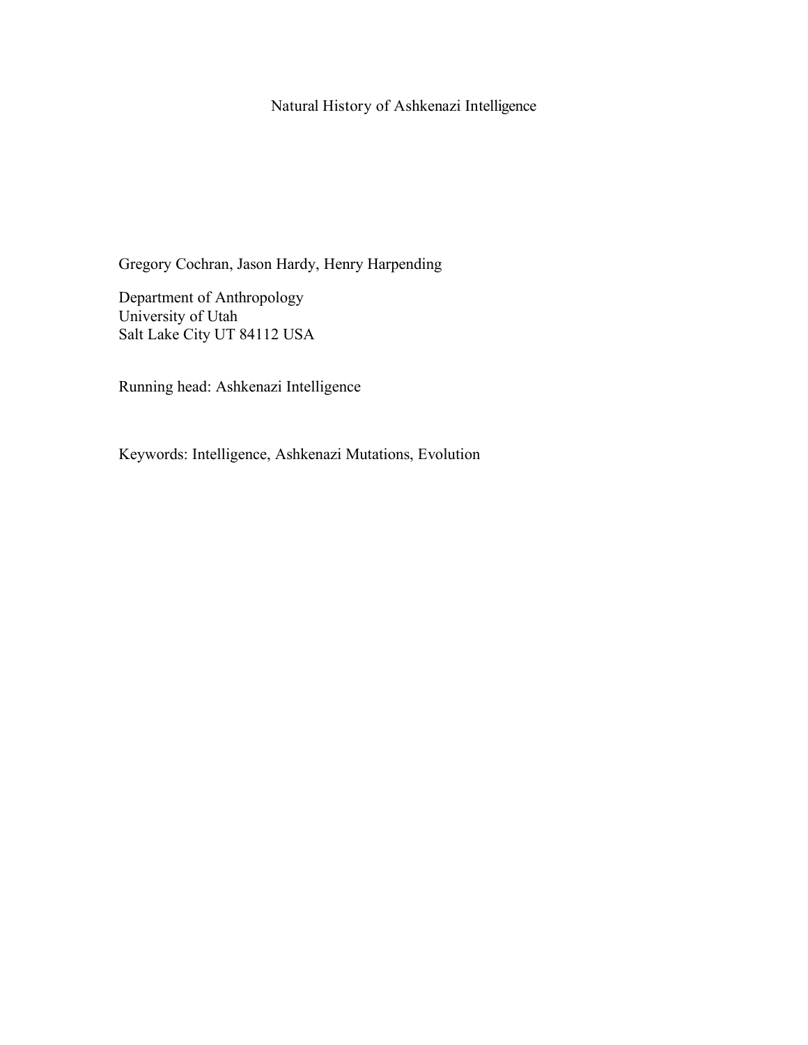# Natural History of Ashkenazi Intelligence

Gregory Cochran, Jason Hardy, Henry Harpending

Department of Anthropology
University of Utah
Salt Lake City UT 84112 USA

Running head: Ashkenazi Intelligence

Keywords: Intelligence, Ashkenazi Mutations, Evolution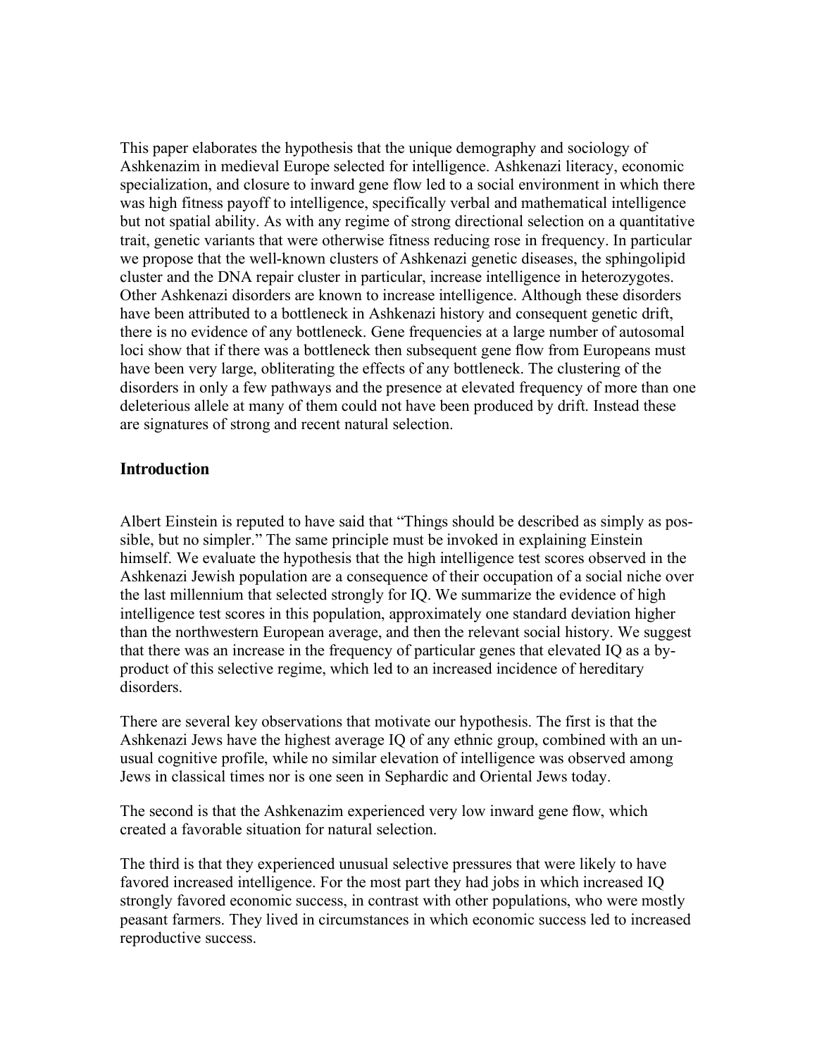This paper elaborates the hypothesis that the unique demography and sociology of Ashkenazim in medieval Europe selected for intelligence. Ashkenazi literacy, economic specialization, and closure to inward gene flow led to a social environment in which there was high fitness payoff to intelligence, specifically verbal and mathematical intelligence but not spatial ability. As with any regime of strong directional selection on a quantitative trait, genetic variants that were otherwise fitness reducing rose in frequency. In particular we propose that the well-known clusters of Ashkenazi genetic diseases, the sphingolipid cluster and the DNA repair cluster in particular, increase intelligence in heterozygotes. Other Ashkenazi disorders are known to increase intelligence. Although these disorders have been attributed to a bottleneck in Ashkenazi history and consequent genetic drift, there is no evidence of any bottleneck. Gene frequencies at a large number of autosomal loci show that if there was a bottleneck then subsequent gene flow from Europeans must have been very large, obliterating the effects of any bottleneck. The clustering of the disorders in only a few pathways and the presence at elevated frequency of more than one deleterious allele at many of them could not have been produced by drift. Instead these are signatures of strong and recent natural selection.

## Introduction

Albert Einstein is reputed to have said that "Things should be described as simply as possible, but no simpler." The same principle must be invoked in explaining Einstein himself. We evaluate the hypothesis that the high intelligence test scores observed in the Ashkenazi Jewish population are a consequence of their occupation of a social niche over the last millennium that selected strongly for IQ. We summarize the evidence of high intelligence test scores in this population, approximately one standard deviation higher than the northwestern European average, and then the relevant social history. We suggest that there was an increase in the frequency of particular genes that elevated IQ as a by-product of this selective regime, which led to an increased incidence of hereditary disorders.

There are several key observations that motivate our hypothesis. The first is that the Ashkenazi Jews have the highest average IQ of any ethnic group, combined with an unusual cognitive profile, while no similar elevation of intelligence was observed among Jews in classical times nor is one seen in Sephardic and Oriental Jews today.

The second is that the Ashkenazim experienced very low inward gene flow, which created a favorable situation for natural selection.

The third is that they experienced unusual selective pressures that were likely to have favored increased intelligence. For the most part they had jobs in which increased IQ strongly favored economic success, in contrast with other populations, who were mostly peasant farmers. They lived in circumstances in which economic success led to increased reproductive success.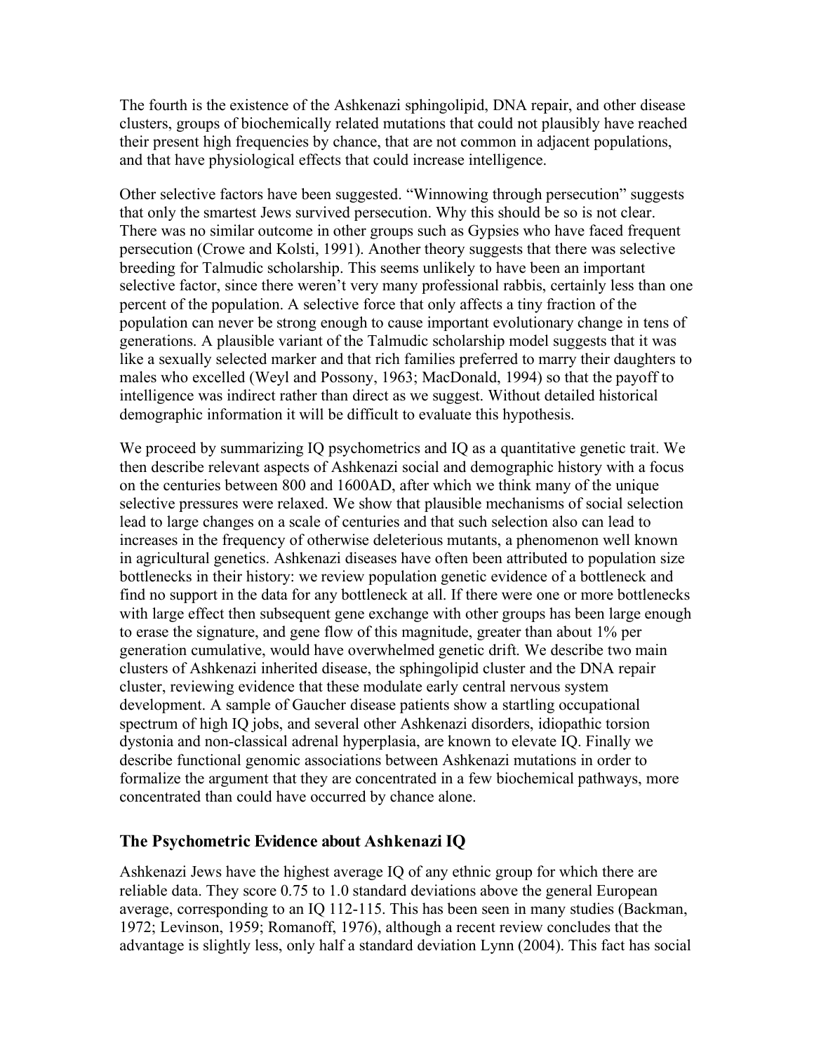The fourth is the existence of the Ashkenazi sphingolipid, DNA repair, and other disease clusters, groups of biochemically related mutations that could not plausibly have reached their present high frequencies by chance, that are not common in adjacent populations, and that have physiological effects that could increase intelligence.

Other selective factors have been suggested. "Winnowing through persecution" suggests that only the smartest Jews survived persecution. Why this should be so is not clear. There was no similar outcome in other groups such as Gypsies who have faced frequent persecution (Crowe and Kolsti, 1991). Another theory suggests that there was selective breeding for Talmudic scholarship. This seems unlikely to have been an important selective factor, since there weren't very many professional rabbis, certainly less than one percent of the population. A selective force that only affects a tiny fraction of the population can never be strong enough to cause important evolutionary change in tens of generations. A plausible variant of the Talmudic scholarship model suggests that it was like a sexually selected marker and that rich families preferred to marry their daughters to males who excelled (Weyl and Possony, 1963; MacDonald, 1994) so that the payoff to intelligence was indirect rather than direct as we suggest. Without detailed historical demographic information it will be difficult to evaluate this hypothesis.

We proceed by summarizing IQ psychometrics and IQ as a quantitative genetic trait. We then describe relevant aspects of Ashkenazi social and demographic history with a focus on the centuries between 800 and 1600AD, after which we think many of the unique selective pressures were relaxed. We show that plausible mechanisms of social selection lead to large changes on a scale of centuries and that such selection also can lead to increases in the frequency of otherwise deleterious mutants, a phenomenon well known in agricultural genetics. Ashkenazi diseases have often been attributed to population size bottlenecks in their history: we review population genetic evidence of a bottleneck and find no support in the data for any bottleneck at all. If there were one or more bottlenecks with large effect then subsequent gene exchange with other groups has been large enough to erase the signature, and gene flow of this magnitude, greater than about 1% per generation cumulative, would have overwhelmed genetic drift. We describe two main clusters of Ashkenazi inherited disease, the sphingolipid cluster and the DNA repair cluster, reviewing evidence that these modulate early central nervous system development. A sample of Gaucher disease patients show a startling occupational spectrum of high IQ jobs, and several other Ashkenazi disorders, idiopathic torsion dystonia and non-classical adrenal hyperplasia, are known to elevate IQ. Finally we describe functional genomic associations between Ashkenazi mutations in order to formalize the argument that they are concentrated in a few biochemical pathways, more concentrated than could have occurred by chance alone.

## The Psychometric Evidence about Ashkenazi IQ

Ashkenazi Jews have the highest average IQ of any ethnic group for which there are reliable data. They score 0.75 to 1.0 standard deviations above the general European average, corresponding to an IQ 112-115. This has been seen in many studies (Backman, 1972; Levinson, 1959; Romanoff, 1976), although a recent review concludes that the advantage is slightly less, only half a standard deviation Lynn (2004). This fact has social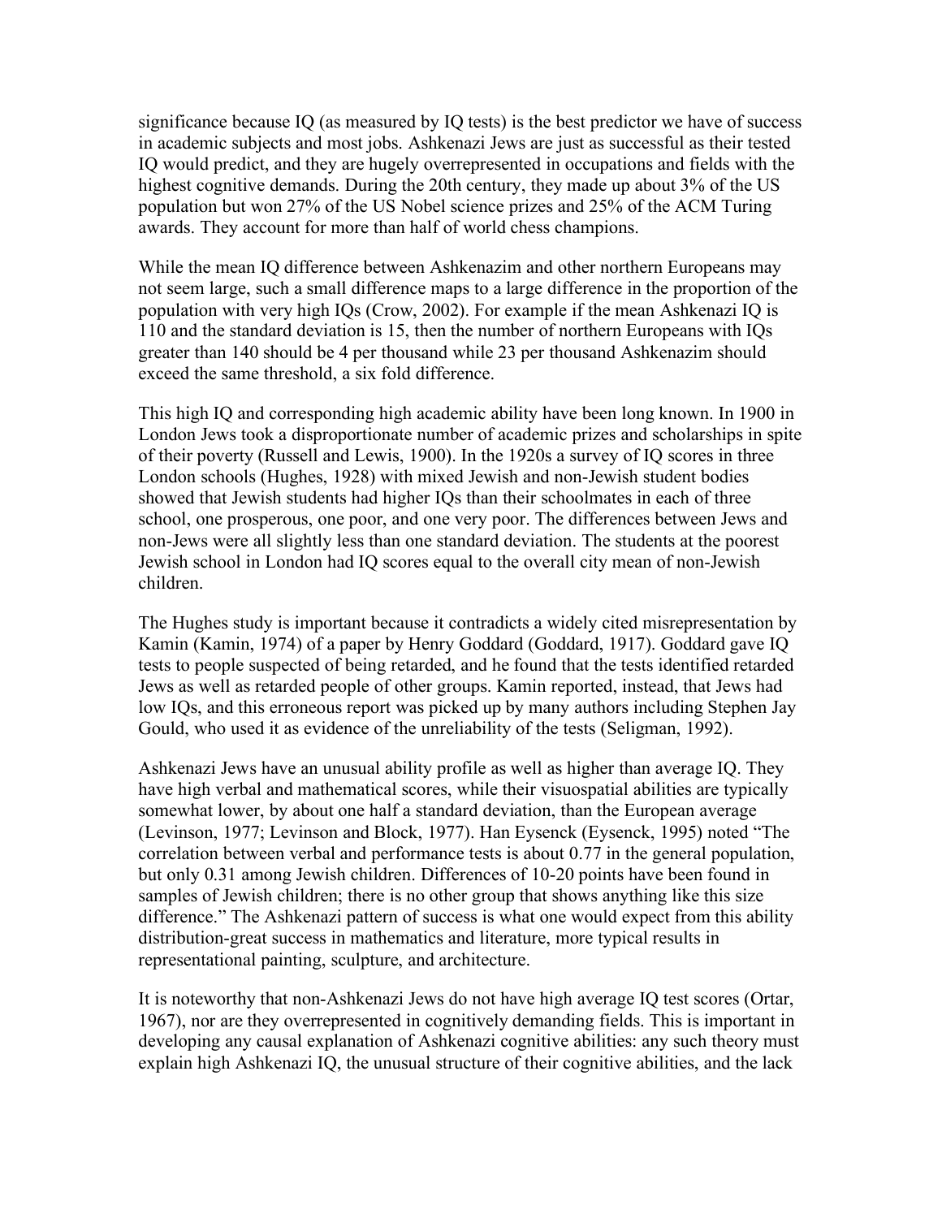significance because IQ (as measured by IQ tests) is the best predictor we have of success in academic subjects and most jobs. Ashkenazi Jews are just as successful as their tested IQ would predict, and they are hugely overrepresented in occupations and fields with the highest cognitive demands. During the 20th century, they made up about 3% of the US population but won 27% of the US Nobel science prizes and 25% of the ACM Turing awards. They account for more than half of world chess champions.

While the mean IQ difference between Ashkenazim and other northern Europeans may not seem large, such a small difference maps to a large difference in the proportion of the population with very high IQs (Crow, 2002). For example if the mean Ashkenazi IQ is 110 and the standard deviation is 15, then the number of northern Europeans with IQs greater than 140 should be 4 per thousand while 23 per thousand Ashkenazim should exceed the same threshold, a six fold difference.

This high IQ and corresponding high academic ability have been long known. In 1900 in London Jews took a disproportionate number of academic prizes and scholarships in spite of their poverty (Russell and Lewis, 1900). In the 1920s a survey of IQ scores in three London schools (Hughes, 1928) with mixed Jewish and non-Jewish student bodies showed that Jewish students had higher IQs than their schoolmates in each of three school, one prosperous, one poor, and one very poor. The differences between Jews and non-Jews were all slightly less than one standard deviation. The students at the poorest Jewish school in London had IQ scores equal to the overall city mean of non-Jewish children.

The Hughes study is important because it contradicts a widely cited misrepresentation by Kamin (Kamin, 1974) of a paper by Henry Goddard (Goddard, 1917). Goddard gave IQ tests to people suspected of being retarded, and he found that the tests identified retarded Jews as well as retarded people of other groups. Kamin reported, instead, that Jews had low IQs, and this erroneous report was picked up by many authors including Stephen Jay Gould, who used it as evidence of the unreliability of the tests (Seligman, 1992).

Ashkenazi Jews have an unusual ability profile as well as higher than average IQ. They have high verbal and mathematical scores, while their visuospatial abilities are typically somewhat lower, by about one half a standard deviation, than the European average (Levinson, 1977; Levinson and Block, 1977). Han Eysenck (Eysenck, 1995) noted "The correlation between verbal and performance tests is about 0.77 in the general population, but only 0.31 among Jewish children. Differences of 10-20 points have been found in samples of Jewish children; there is no other group that shows anything like this size difference." The Ashkenazi pattern of success is what one would expect from this ability distribution-great success in mathematics and literature, more typical results in representational painting, sculpture, and architecture.

It is noteworthy that non-Ashkenazi Jews do not have high average IQ test scores (Ortar, 1967), nor are they overrepresented in cognitively demanding fields. This is important in developing any causal explanation of Ashkenazi cognitive abilities: any such theory must explain high Ashkenazi IQ, the unusual structure of their cognitive abilities, and the lack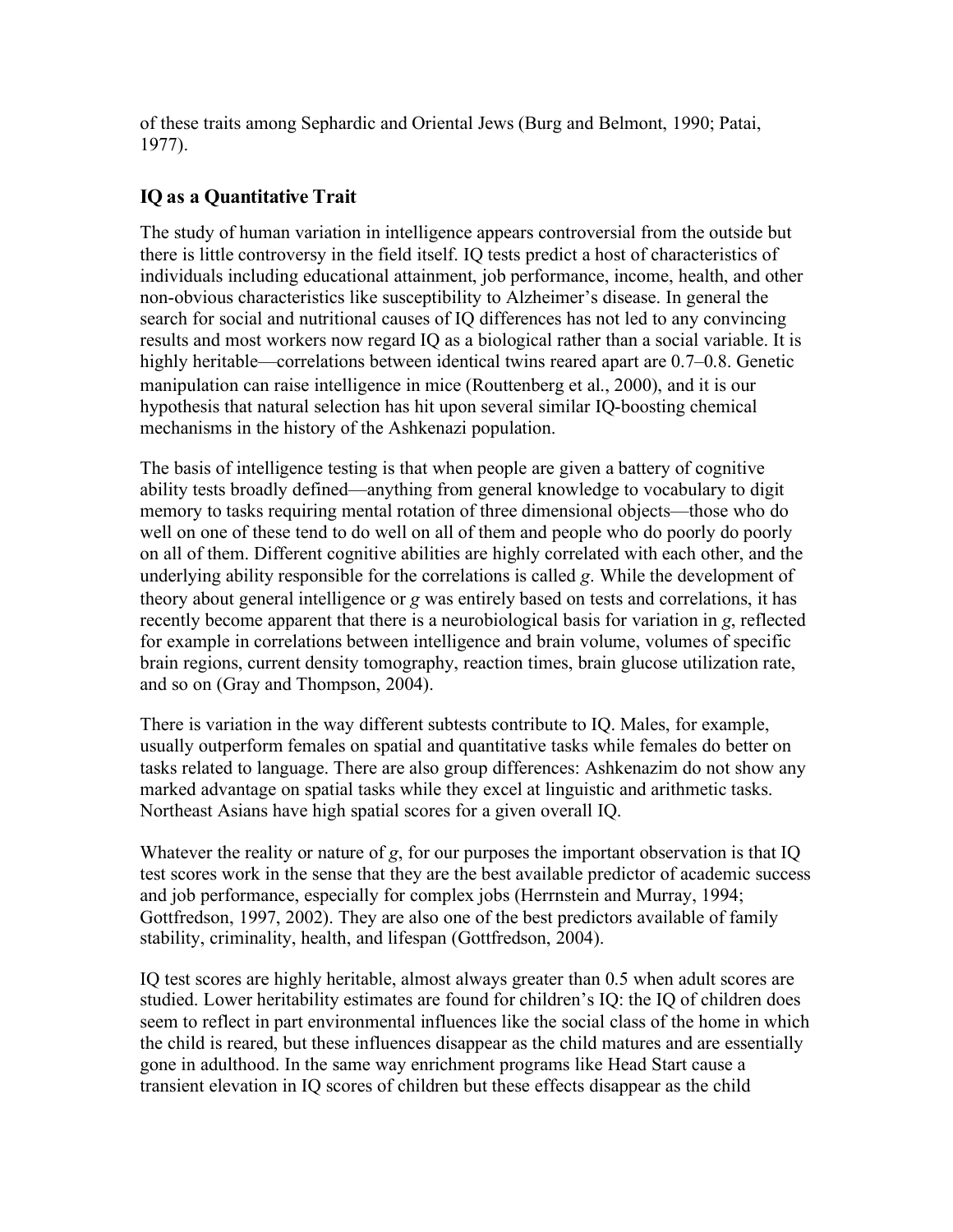of these traits among Sephardic and Oriental Jews (Burg and Belmont, 1990; Patai, 1977).

## IQ as a Quantitative Trait

The study of human variation in intelligence appears controversial from the outside but there is little controversy in the field itself. IQ tests predict a host of characteristics of individuals including educational attainment, job performance, income, health, and other non-obvious characteristics like susceptibility to Alzheimer's disease. In general the search for social and nutritional causes of IQ differences has not led to any convincing results and most workers now regard IQ as a biological rather than a social variable. It is highly heritable—correlations between identical twins reared apart are 0.7–0.8. Genetic manipulation can raise intelligence in mice (Routtenberg et al., 2000), and it is our hypothesis that natural selection has hit upon several similar IQ-boosting chemical mechanisms in the history of the Ashkenazi population.

The basis of intelligence testing is that when people are given a battery of cognitive ability tests broadly defined—anything from general knowledge to vocabulary to digit memory to tasks requiring mental rotation of three dimensional objects—those who do well on one of these tend to do well on all of them and people who do poorly do poorly on all of them. Different cognitive abilities are highly correlated with each other, and the underlying ability responsible for the correlations is called *g*. While the development of theory about general intelligence or *g* was entirely based on tests and correlations, it has recently become apparent that there is a neurobiological basis for variation in *g*, reflected for example in correlations between intelligence and brain volume, volumes of specific brain regions, current density tomography, reaction times, brain glucose utilization rate, and so on (Gray and Thompson, 2004).

There is variation in the way different subtests contribute to IQ. Males, for example, usually outperform females on spatial and quantitative tasks while females do better on tasks related to language. There are also group differences: Ashkenazim do not show any marked advantage on spatial tasks while they excel at linguistic and arithmetic tasks. Northeast Asians have high spatial scores for a given overall IQ.

Whatever the reality or nature of *g*, for our purposes the important observation is that IQ test scores work in the sense that they are the best available predictor of academic success and job performance, especially for complex jobs (Herrnstein and Murray, 1994; Gottfredson, 1997, 2002). They are also one of the best predictors available of family stability, criminality, health, and lifespan (Gottfredson, 2004).

IQ test scores are highly heritable, almost always greater than 0.5 when adult scores are studied. Lower heritability estimates are found for children's IQ: the IQ of children does seem to reflect in part environmental influences like the social class of the home in which the child is reared, but these influences disappear as the child matures and are essentially gone in adulthood. In the same way enrichment programs like Head Start cause a transient elevation in IQ scores of children but these effects disappear as the child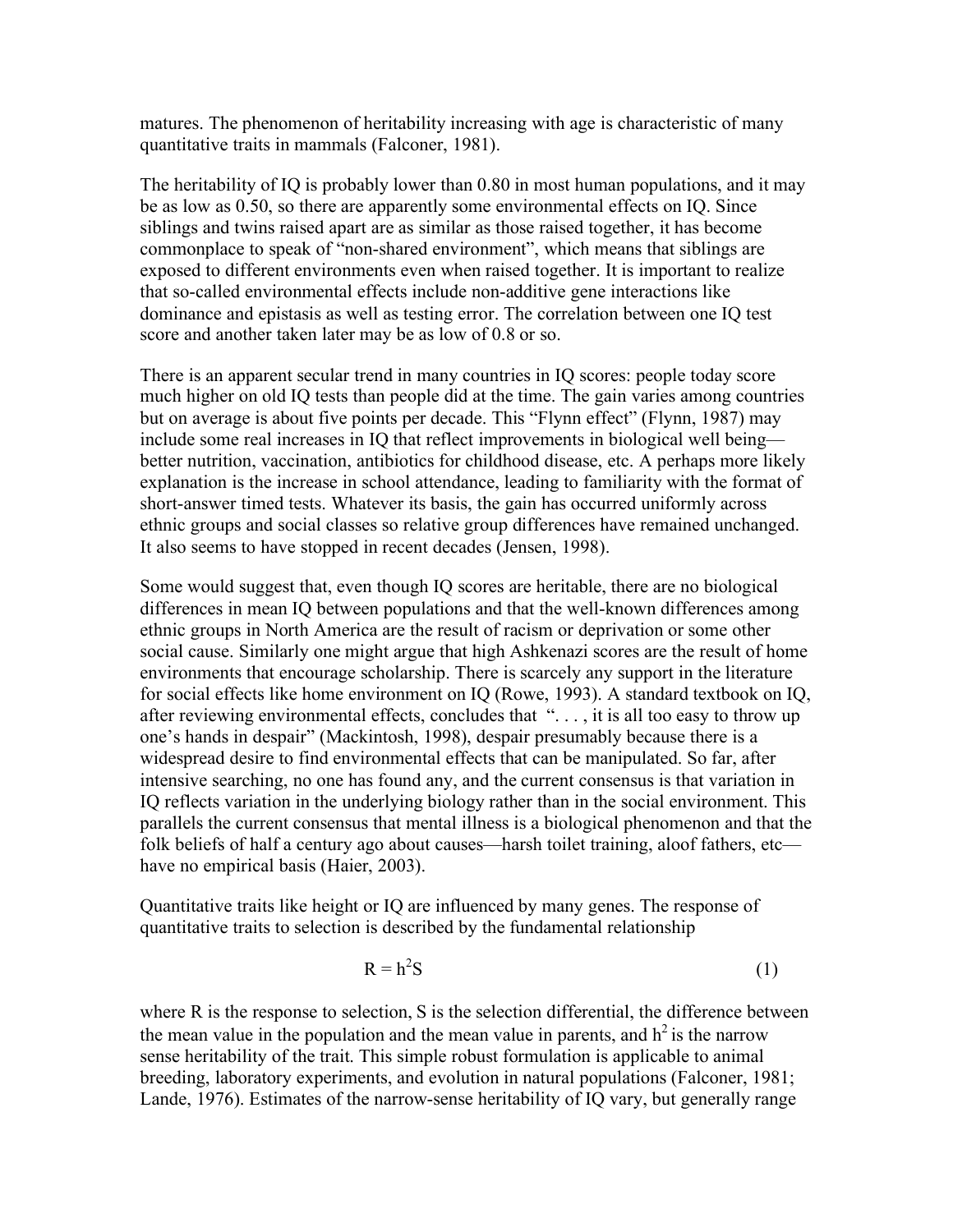matures. The phenomenon of heritability increasing with age is characteristic of many quantitative traits in mammals (Falconer, 1981).

The heritability of IQ is probably lower than 0.80 in most human populations, and it may be as low as 0.50, so there are apparently some environmental effects on IQ. Since siblings and twins raised apart are as similar as those raised together, it has become commonplace to speak of "non-shared environment", which means that siblings are exposed to different environments even when raised together. It is important to realize that so-called environmental effects include non-additive gene interactions like dominance and epistasis as well as testing error. The correlation between one IQ test score and another taken later may be as low of 0.8 or so.

There is an apparent secular trend in many countries in IQ scores: people today score much higher on old IQ tests than people did at the time. The gain varies among countries but on average is about five points per decade. This "Flynn effect" (Flynn, 1987) may include some real increases in IQ that reflect improvements in biological well being—better nutrition, vaccination, antibiotics for childhood disease, etc. A perhaps more likely explanation is the increase in school attendance, leading to familiarity with the format of short-answer timed tests. Whatever its basis, the gain has occurred uniformly across ethnic groups and social classes so relative group differences have remained unchanged. It also seems to have stopped in recent decades (Jensen, 1998).

Some would suggest that, even though IQ scores are heritable, there are no biological differences in mean IQ between populations and that the well-known differences among ethnic groups in North America are the result of racism or deprivation or some other social cause. Similarly one might argue that high Ashkenazi scores are the result of home environments that encourage scholarship. There is scarcely any support in the literature for social effects like home environment on IQ (Rowe, 1993). A standard textbook on IQ, after reviewing environmental effects, concludes that ". . . , it is all too easy to throw up one's hands in despair" (Mackintosh, 1998), despair presumably because there is a widespread desire to find environmental effects that can be manipulated. So far, after intensive searching, no one has found any, and the current consensus is that variation in IQ reflects variation in the underlying biology rather than in the social environment. This parallels the current consensus that mental illness is a biological phenomenon and that the folk beliefs of half a century ago about causes—harsh toilet training, aloof fathers, etc—have no empirical basis (Haier, 2003).

Quantitative traits like height or IQ are influenced by many genes. The response of quantitative traits to selection is described by the fundamental relationship

$$R = h^2S \tag{1}$$

where R is the response to selection, S is the selection differential, the difference between the mean value in the population and the mean value in parents, and $h^2$ is the narrow sense heritability of the trait. This simple robust formulation is applicable to animal breeding, laboratory experiments, and evolution in natural populations (Falconer, 1981; Lande, 1976). Estimates of the narrow-sense heritability of IQ vary, but generally range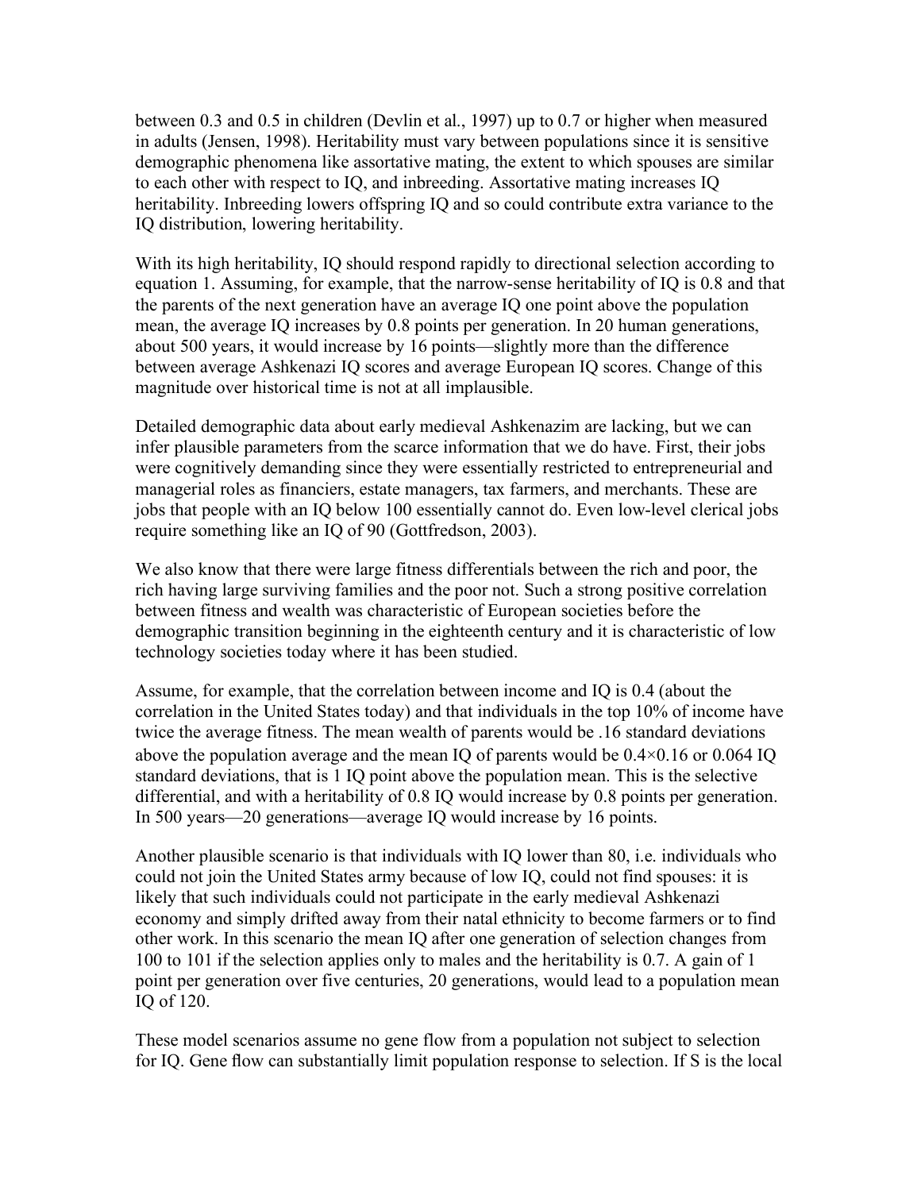between 0.3 and 0.5 in children (Devlin et al., 1997) up to 0.7 or higher when measured in adults (Jensen, 1998). Heritability must vary between populations since it is sensitive demographic phenomena like assortative mating, the extent to which spouses are similar to each other with respect to IQ, and inbreeding. Assortative mating increases IQ heritability. Inbreeding lowers offspring IQ and so could contribute extra variance to the IQ distribution, lowering heritability.

With its high heritability, IQ should respond rapidly to directional selection according to equation 1. Assuming, for example, that the narrow-sense heritability of IQ is 0.8 and that the parents of the next generation have an average IQ one point above the population mean, the average IQ increases by 0.8 points per generation. In 20 human generations, about 500 years, it would increase by 16 points—slightly more than the difference between average Ashkenazi IQ scores and average European IQ scores. Change of this magnitude over historical time is not at all implausible.

Detailed demographic data about early medieval Ashkenazim are lacking, but we can infer plausible parameters from the scarce information that we do have. First, their jobs were cognitively demanding since they were essentially restricted to entrepreneurial and managerial roles as financiers, estate managers, tax farmers, and merchants. These are jobs that people with an IQ below 100 essentially cannot do. Even low-level clerical jobs require something like an IQ of 90 (Gottfredson, 2003).

We also know that there were large fitness differentials between the rich and poor, the rich having large surviving families and the poor not. Such a strong positive correlation between fitness and wealth was characteristic of European societies before the demographic transition beginning in the eighteenth century and it is characteristic of low technology societies today where it has been studied.

Assume, for example, that the correlation between income and IQ is 0.4 (about the correlation in the United States today) and that individuals in the top 10% of income have twice the average fitness. The mean wealth of parents would be .16 standard deviations above the population average and the mean IQ of parents would be $0.4 \times 0.16$ or 0.064 IQ standard deviations, that is 1 IQ point above the population mean. This is the selective differential, and with a heritability of 0.8 IQ would increase by 0.8 points per generation. In 500 years—20 generations—average IQ would increase by 16 points.

Another plausible scenario is that individuals with IQ lower than 80, i.e. individuals who could not join the United States army because of low IQ, could not find spouses: it is likely that such individuals could not participate in the early medieval Ashkenazi economy and simply drifted away from their natal ethnicity to become farmers or to find other work. In this scenario the mean IQ after one generation of selection changes from 100 to 101 if the selection applies only to males and the heritability is 0.7. A gain of 1 point per generation over five centuries, 20 generations, would lead to a population mean IQ of 120.

These model scenarios assume no gene flow from a population not subject to selection for IQ. Gene flow can substantially limit population response to selection. If S is the local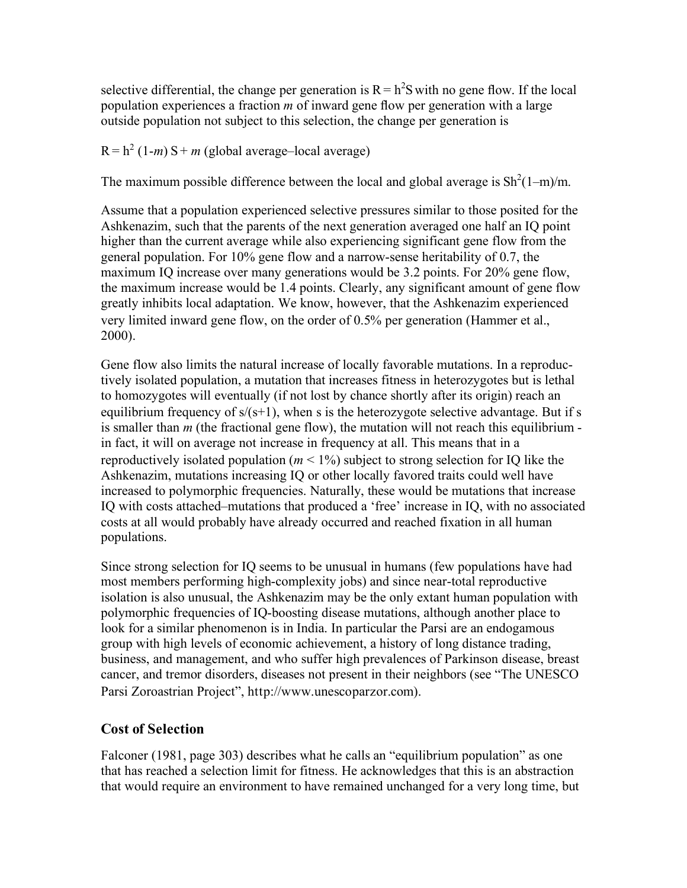selective differential, the change per generation is $R = h^2 S$ with no gene flow. If the local population experiences a fraction *m* of inward gene flow per generation with a large outside population not subject to this selection, the change per generation is

$R = h^2 (1-m) S + m$ (global average–local average)

The maximum possible difference between the local and global average is $Sh^2(1–m)/m$.

Assume that a population experienced selective pressures similar to those posited for the Ashkenazim, such that the parents of the next generation averaged one half an IQ point higher than the current average while also experiencing significant gene flow from the general population. For 10% gene flow and a narrow-sense heritability of 0.7, the maximum IQ increase over many generations would be 3.2 points. For 20% gene flow, the maximum increase would be 1.4 points. Clearly, any significant amount of gene flow greatly inhibits local adaptation. We know, however, that the Ashkenazim experienced very limited inward gene flow, on the order of 0.5% per generation (Hammer et al., 2000).

Gene flow also limits the natural increase of locally favorable mutations. In a reproductively isolated population, a mutation that increases fitness in heterozygotes but is lethal to homozygotes will eventually (if not lost by chance shortly after its origin) reach an equilibrium frequency of $s/(s+1)$, when s is the heterozygote selective advantage. But if s is smaller than *m* (the fractional gene flow), the mutation will not reach this equilibrium - in fact, it will on average not increase in frequency at all. This means that in a reproductively isolated population ($m < 1\%$) subject to strong selection for IQ like the Ashkenazim, mutations increasing IQ or other locally favored traits could well have increased to polymorphic frequencies. Naturally, these would be mutations that increase IQ with costs attached–mutations that produced a 'free' increase in IQ, with no associated costs at all would probably have already occurred and reached fixation in all human populations.

Since strong selection for IQ seems to be unusual in humans (few populations have had most members performing high-complexity jobs) and since near-total reproductive isolation is also unusual, the Ashkenazim may be the only extant human population with polymorphic frequencies of IQ-boosting disease mutations, although another place to look for a similar phenomenon is in India. In particular the Parsi are an endogamous group with high levels of economic achievement, a history of long distance trading, business, and management, and who suffer high prevalences of Parkinson disease, breast cancer, and tremor disorders, diseases not present in their neighbors (see "The UNESCO Parsi Zoroastrian Project", http://www.unescoparzor.com).

## Cost of Selection

Falconer (1981, page 303) describes what he calls an "equilibrium population" as one that has reached a selection limit for fitness. He acknowledges that this is an abstraction that would require an environment to have remained unchanged for a very long time, but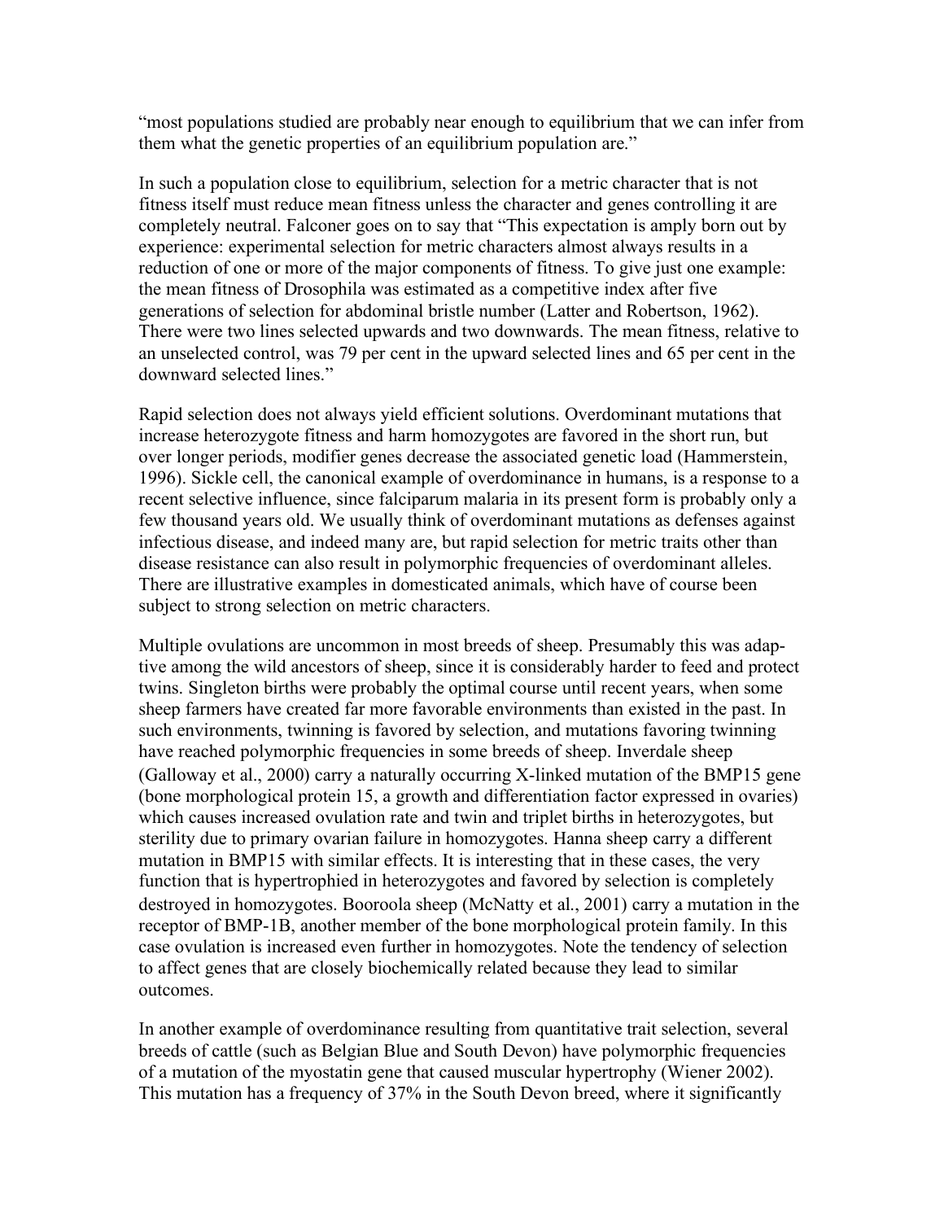"most populations studied are probably near enough to equilibrium that we can infer from them what the genetic properties of an equilibrium population are."

In such a population close to equilibrium, selection for a metric character that is not fitness itself must reduce mean fitness unless the character and genes controlling it are completely neutral. Falconer goes on to say that "This expectation is amply born out by experience: experimental selection for metric characters almost always results in a reduction of one or more of the major components of fitness. To give just one example: the mean fitness of Drosophila was estimated as a competitive index after five generations of selection for abdominal bristle number (Latter and Robertson, 1962). There were two lines selected upwards and two downwards. The mean fitness, relative to an unselected control, was 79 per cent in the upward selected lines and 65 per cent in the downward selected lines."

Rapid selection does not always yield efficient solutions. Overdominant mutations that increase heterozygote fitness and harm homozygotes are favored in the short run, but over longer periods, modifier genes decrease the associated genetic load (Hammerstein, 1996). Sickle cell, the canonical example of overdominance in humans, is a response to a recent selective influence, since falciparum malaria in its present form is probably only a few thousand years old. We usually think of overdominant mutations as defenses against infectious disease, and indeed many are, but rapid selection for metric traits other than disease resistance can also result in polymorphic frequencies of overdominant alleles. There are illustrative examples in domesticated animals, which have of course been subject to strong selection on metric characters.

Multiple ovulations are uncommon in most breeds of sheep. Presumably this was adaptive among the wild ancestors of sheep, since it is considerably harder to feed and protect twins. Singleton births were probably the optimal course until recent years, when some sheep farmers have created far more favorable environments than existed in the past. In such environments, twinning is favored by selection, and mutations favoring twinning have reached polymorphic frequencies in some breeds of sheep. Inverdale sheep (Galloway et al., 2000) carry a naturally occurring X-linked mutation of the BMP15 gene (bone morphological protein 15, a growth and differentiation factor expressed in ovaries) which causes increased ovulation rate and twin and triplet births in heterozygotes, but sterility due to primary ovarian failure in homozygotes. Hanna sheep carry a different mutation in BMP15 with similar effects. It is interesting that in these cases, the very function that is hypertrophied in heterozygotes and favored by selection is completely destroyed in homozygotes. Booroola sheep (McNatty et al., 2001) carry a mutation in the receptor of BMP-1B, another member of the bone morphological protein family. In this case ovulation is increased even further in homozygotes. Note the tendency of selection to affect genes that are closely biochemically related because they lead to similar outcomes.

In another example of overdominance resulting from quantitative trait selection, several breeds of cattle (such as Belgian Blue and South Devon) have polymorphic frequencies of a mutation of the myostatin gene that caused muscular hypertrophy (Wiener 2002). This mutation has a frequency of 37% in the South Devon breed, where it significantly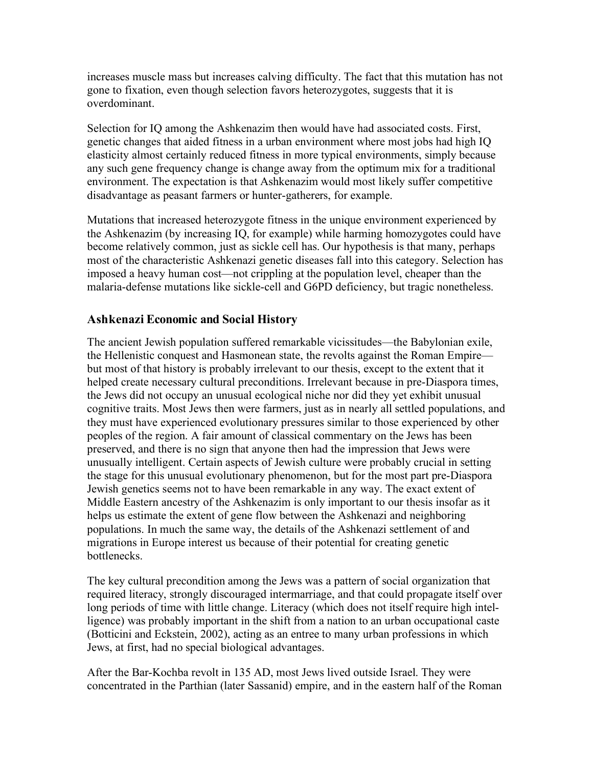increases muscle mass but increases calving difficulty. The fact that this mutation has not gone to fixation, even though selection favors heterozygotes, suggests that it is overdominant.

Selection for IQ among the Ashkenazim then would have had associated costs. First, genetic changes that aided fitness in a urban environment where most jobs had high IQ elasticity almost certainly reduced fitness in more typical environments, simply because any such gene frequency change is change away from the optimum mix for a traditional environment. The expectation is that Ashkenazim would most likely suffer competitive disadvantage as peasant farmers or hunter-gatherers, for example.

Mutations that increased heterozygote fitness in the unique environment experienced by the Ashkenazim (by increasing IQ, for example) while harming homozygotes could have become relatively common, just as sickle cell has. Our hypothesis is that many, perhaps most of the characteristic Ashkenazi genetic diseases fall into this category. Selection has imposed a heavy human cost—not crippling at the population level, cheaper than the malaria-defense mutations like sickle-cell and G6PD deficiency, but tragic nonetheless.

## Ashkenazi Economic and Social History

The ancient Jewish population suffered remarkable vicissitudes—the Babylonian exile, the Hellenistic conquest and Hasmonean state, the revolts against the Roman Empire—but most of that history is probably irrelevant to our thesis, except to the extent that it helped create necessary cultural preconditions. Irrelevant because in pre-Diaspora times, the Jews did not occupy an unusual ecological niche nor did they yet exhibit unusual cognitive traits. Most Jews then were farmers, just as in nearly all settled populations, and they must have experienced evolutionary pressures similar to those experienced by other peoples of the region. A fair amount of classical commentary on the Jews has been preserved, and there is no sign that anyone then had the impression that Jews were unusually intelligent. Certain aspects of Jewish culture were probably crucial in setting the stage for this unusual evolutionary phenomenon, but for the most part pre-Diaspora Jewish genetics seems not to have been remarkable in any way. The exact extent of Middle Eastern ancestry of the Ashkenazim is only important to our thesis insofar as it helps us estimate the extent of gene flow between the Ashkenazi and neighboring populations. In much the same way, the details of the Ashkenazi settlement of and migrations in Europe interest us because of their potential for creating genetic bottlenecks.

The key cultural precondition among the Jews was a pattern of social organization that required literacy, strongly discouraged intermarriage, and that could propagate itself over long periods of time with little change. Literacy (which does not itself require high intelligence) was probably important in the shift from a nation to an urban occupational caste (Botticini and Eckstein, 2002), acting as an entree to many urban professions in which Jews, at first, had no special biological advantages.

After the Bar-Kochba revolt in 135 AD, most Jews lived outside Israel. They were concentrated in the Parthian (later Sassanid) empire, and in the eastern half of the Roman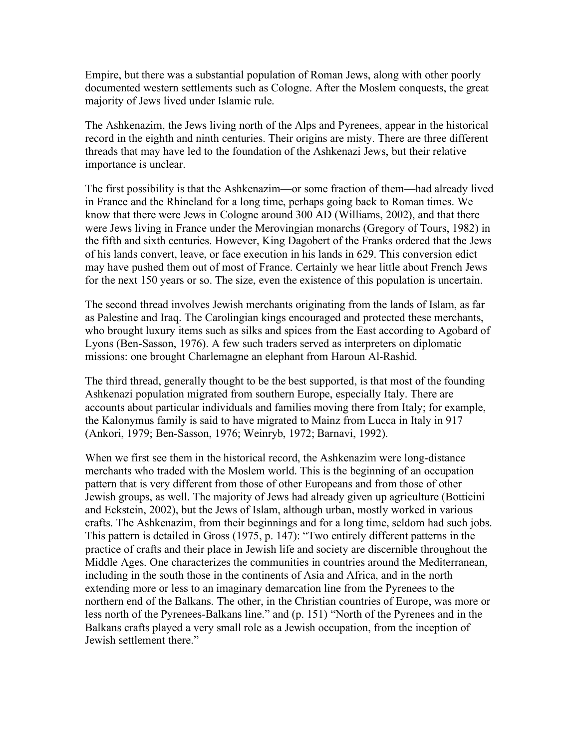Empire, but there was a substantial population of Roman Jews, along with other poorly documented western settlements such as Cologne. After the Moslem conquests, the great majority of Jews lived under Islamic rule.

The Ashkenazim, the Jews living north of the Alps and Pyrenees, appear in the historical record in the eighth and ninth centuries. Their origins are misty. There are three different threads that may have led to the foundation of the Ashkenazi Jews, but their relative importance is unclear.

The first possibility is that the Ashkenazim—or some fraction of them—had already lived in France and the Rhineland for a long time, perhaps going back to Roman times. We know that there were Jews in Cologne around 300 AD (Williams, 2002), and that there were Jews living in France under the Merovingian monarchs (Gregory of Tours, 1982) in the fifth and sixth centuries. However, King Dagobert of the Franks ordered that the Jews of his lands convert, leave, or face execution in his lands in 629. This conversion edict may have pushed them out of most of France. Certainly we hear little about French Jews for the next 150 years or so. The size, even the existence of this population is uncertain.

The second thread involves Jewish merchants originating from the lands of Islam, as far as Palestine and Iraq. The Carolingian kings encouraged and protected these merchants, who brought luxury items such as silks and spices from the East according to Agobard of Lyons (Ben-Sasson, 1976). A few such traders served as interpreters on diplomatic missions: one brought Charlemagne an elephant from Haroun Al-Rashid.

The third thread, generally thought to be the best supported, is that most of the founding Ashkenazi population migrated from southern Europe, especially Italy. There are accounts about particular individuals and families moving there from Italy; for example, the Kalonymus family is said to have migrated to Mainz from Lucca in Italy in 917 (Ankori, 1979; Ben-Sasson, 1976; Weinryb, 1972; Barnavi, 1992).

When we first see them in the historical record, the Ashkenazim were long-distance merchants who traded with the Moslem world. This is the beginning of an occupation pattern that is very different from those of other Europeans and from those of other Jewish groups, as well. The majority of Jews had already given up agriculture (Botticini and Eckstein, 2002), but the Jews of Islam, although urban, mostly worked in various crafts. The Ashkenazim, from their beginnings and for a long time, seldom had such jobs. This pattern is detailed in Gross (1975, p. 147): "Two entirely different patterns in the practice of crafts and their place in Jewish life and society are discernible throughout the Middle Ages. One characterizes the communities in countries around the Mediterranean, including in the south those in the continents of Asia and Africa, and in the north extending more or less to an imaginary demarcation line from the Pyrenees to the northern end of the Balkans. The other, in the Christian countries of Europe, was more or less north of the Pyrenees-Balkans line." and (p. 151) "North of the Pyrenees and in the Balkans crafts played a very small role as a Jewish occupation, from the inception of Jewish settlement there."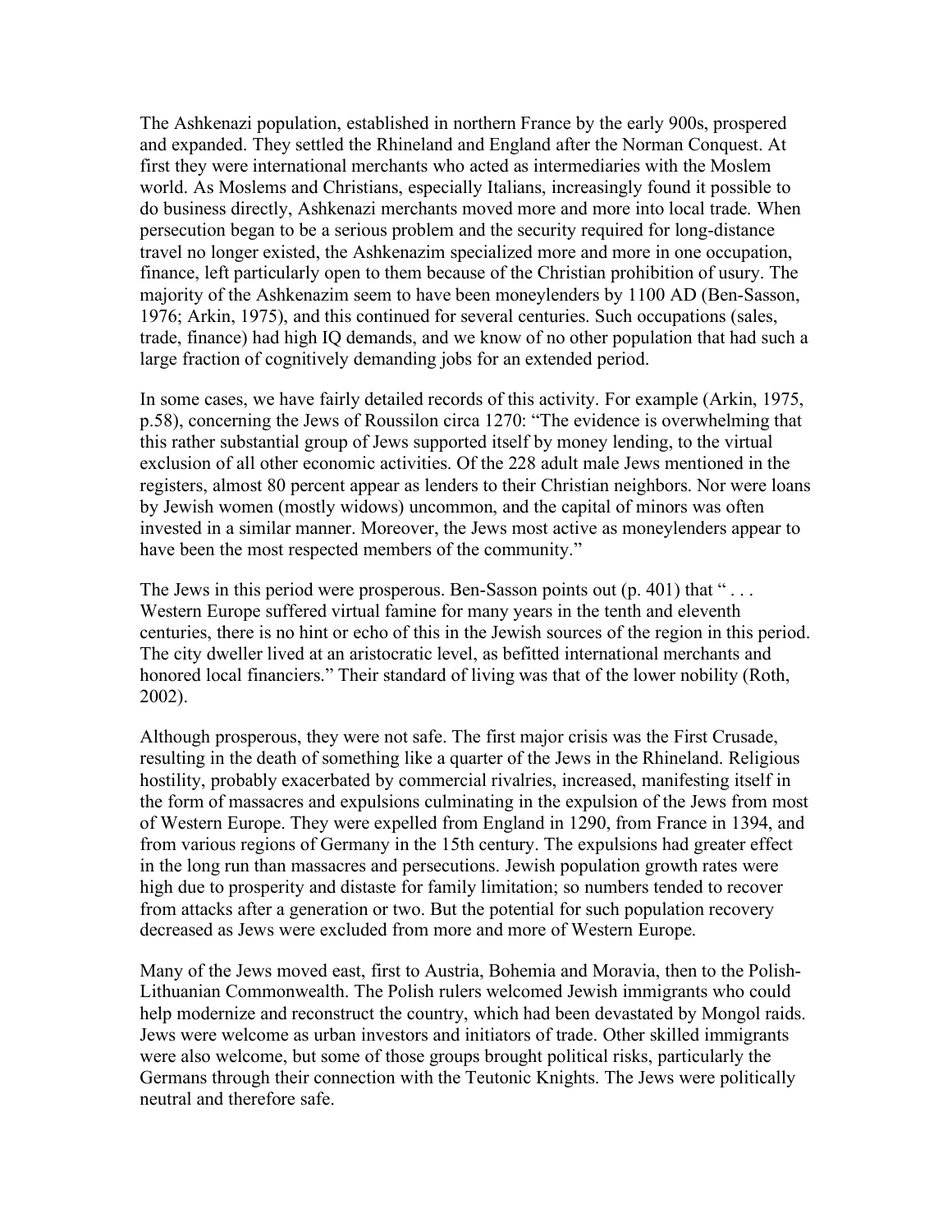The Ashkenazi population, established in northern France by the early 900s, prospered and expanded. They settled the Rhineland and England after the Norman Conquest. At first they were international merchants who acted as intermediaries with the Moslem world. As Moslems and Christians, especially Italians, increasingly found it possible to do business directly, Ashkenazi merchants moved more and more into local trade. When persecution began to be a serious problem and the security required for long-distance travel no longer existed, the Ashkenazim specialized more and more in one occupation, finance, left particularly open to them because of the Christian prohibition of usury. The majority of the Ashkenazim seem to have been moneylenders by 1100 AD (Ben-Sasson, 1976; Arkin, 1975), and this continued for several centuries. Such occupations (sales, trade, finance) had high IQ demands, and we know of no other population that had such a large fraction of cognitively demanding jobs for an extended period.

In some cases, we have fairly detailed records of this activity. For example (Arkin, 1975, p.58), concerning the Jews of Roussilon circa 1270: "The evidence is overwhelming that this rather substantial group of Jews supported itself by money lending, to the virtual exclusion of all other economic activities. Of the 228 adult male Jews mentioned in the registers, almost 80 percent appear as lenders to their Christian neighbors. Nor were loans by Jewish women (mostly widows) uncommon, and the capital of minors was often invested in a similar manner. Moreover, the Jews most active as moneylenders appear to have been the most respected members of the community."

The Jews in this period were prosperous. Ben-Sasson points out (p. 401) that " . . . Western Europe suffered virtual famine for many years in the tenth and eleventh centuries, there is no hint or echo of this in the Jewish sources of the region in this period. The city dweller lived at an aristocratic level, as befitted international merchants and honored local financiers." Their standard of living was that of the lower nobility (Roth, 2002).

Although prosperous, they were not safe. The first major crisis was the First Crusade, resulting in the death of something like a quarter of the Jews in the Rhineland. Religious hostility, probably exacerbated by commercial rivalries, increased, manifesting itself in the form of massacres and expulsions culminating in the expulsion of the Jews from most of Western Europe. They were expelled from England in 1290, from France in 1394, and from various regions of Germany in the 15th century. The expulsions had greater effect in the long run than massacres and persecutions. Jewish population growth rates were high due to prosperity and distaste for family limitation; so numbers tended to recover from attacks after a generation or two. But the potential for such population recovery decreased as Jews were excluded from more and more of Western Europe.

Many of the Jews moved east, first to Austria, Bohemia and Moravia, then to the Polish-Lithuanian Commonwealth. The Polish rulers welcomed Jewish immigrants who could help modernize and reconstruct the country, which had been devastated by Mongol raids. Jews were welcome as urban investors and initiators of trade. Other skilled immigrants were also welcome, but some of those groups brought political risks, particularly the Germans through their connection with the Teutonic Knights. The Jews were politically neutral and therefore safe.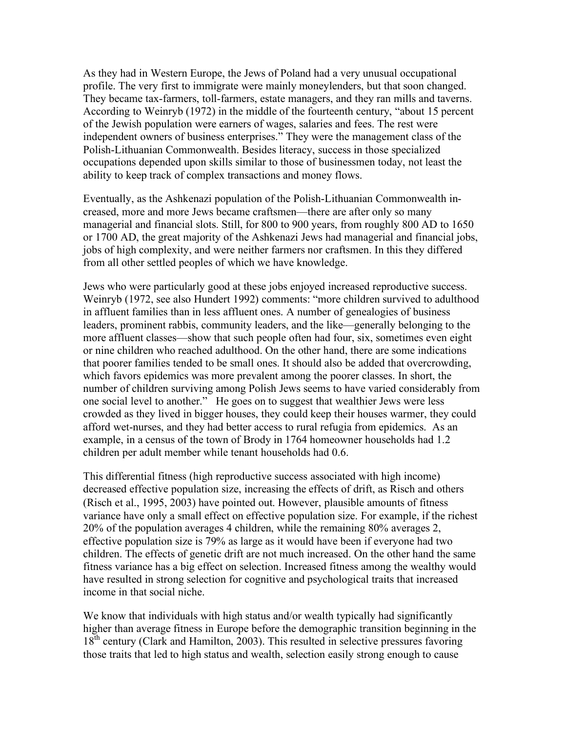As they had in Western Europe, the Jews of Poland had a very unusual occupational profile. The very first to immigrate were mainly moneylenders, but that soon changed. They became tax-farmers, toll-farmers, estate managers, and they ran mills and taverns. According to Weinryb (1972) in the middle of the fourteenth century, "about 15 percent of the Jewish population were earners of wages, salaries and fees. The rest were independent owners of business enterprises." They were the management class of the Polish-Lithuanian Commonwealth. Besides literacy, success in those specialized occupations depended upon skills similar to those of businessmen today, not least the ability to keep track of complex transactions and money flows.

Eventually, as the Ashkenazi population of the Polish-Lithuanian Commonwealth increased, more and more Jews became craftsmen—there are after only so many managerial and financial slots. Still, for 800 to 900 years, from roughly 800 AD to 1650 or 1700 AD, the great majority of the Ashkenazi Jews had managerial and financial jobs, jobs of high complexity, and were neither farmers nor craftsmen. In this they differed from all other settled peoples of which we have knowledge.

Jews who were particularly good at these jobs enjoyed increased reproductive success. Weinryb (1972, see also Hundert 1992) comments: "more children survived to adulthood in affluent families than in less affluent ones. A number of genealogies of business leaders, prominent rabbis, community leaders, and the like—generally belonging to the more affluent classes—show that such people often had four, six, sometimes even eight or nine children who reached adulthood. On the other hand, there are some indications that poorer families tended to be small ones. It should also be added that overcrowding, which favors epidemics was more prevalent among the poorer classes. In short, the number of children surviving among Polish Jews seems to have varied considerably from one social level to another." He goes on to suggest that wealthier Jews were less crowded as they lived in bigger houses, they could keep their houses warmer, they could afford wet-nurses, and they had better access to rural refugia from epidemics. As an example, in a census of the town of Brody in 1764 homeowner households had 1.2 children per adult member while tenant households had 0.6.

This differential fitness (high reproductive success associated with high income) decreased effective population size, increasing the effects of drift, as Risch and others (Risch et al., 1995, 2003) have pointed out. However, plausible amounts of fitness variance have only a small effect on effective population size. For example, if the richest 20% of the population averages 4 children, while the remaining 80% averages 2, effective population size is 79% as large as it would have been if everyone had two children. The effects of genetic drift are not much increased. On the other hand the same fitness variance has a big effect on selection. Increased fitness among the wealthy would have resulted in strong selection for cognitive and psychological traits that increased income in that social niche.

We know that individuals with high status and/or wealth typically had significantly higher than average fitness in Europe before the demographic transition beginning in the 18th century (Clark and Hamilton, 2003). This resulted in selective pressures favoring those traits that led to high status and wealth, selection easily strong enough to cause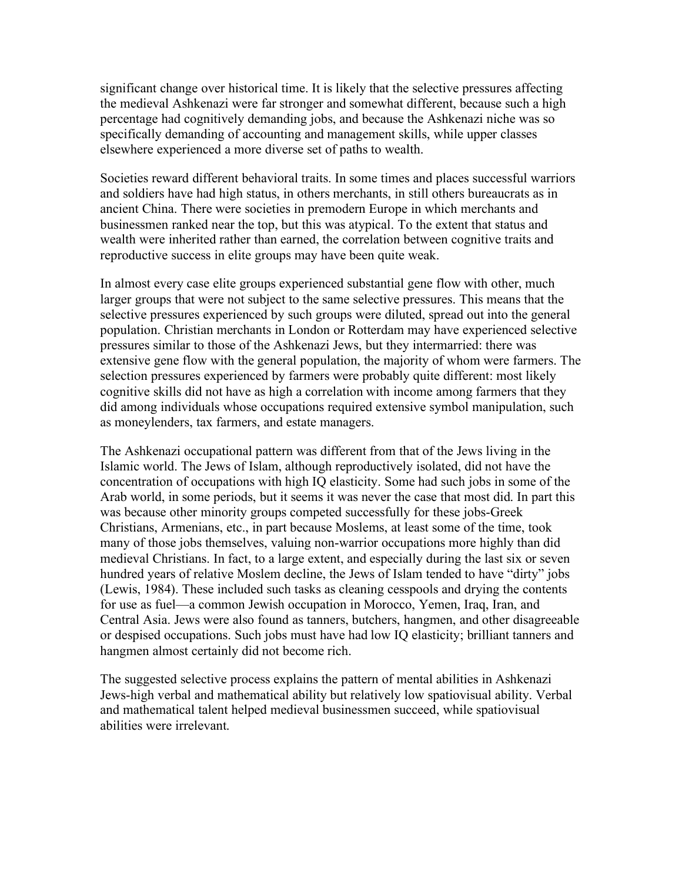significant change over historical time. It is likely that the selective pressures affecting the medieval Ashkenazi were far stronger and somewhat different, because such a high percentage had cognitively demanding jobs, and because the Ashkenazi niche was so specifically demanding of accounting and management skills, while upper classes elsewhere experienced a more diverse set of paths to wealth.

Societies reward different behavioral traits. In some times and places successful warriors and soldiers have had high status, in others merchants, in still others bureaucrats as in ancient China. There were societies in premodern Europe in which merchants and businessmen ranked near the top, but this was atypical. To the extent that status and wealth were inherited rather than earned, the correlation between cognitive traits and reproductive success in elite groups may have been quite weak.

In almost every case elite groups experienced substantial gene flow with other, much larger groups that were not subject to the same selective pressures. This means that the selective pressures experienced by such groups were diluted, spread out into the general population. Christian merchants in London or Rotterdam may have experienced selective pressures similar to those of the Ashkenazi Jews, but they intermarried: there was extensive gene flow with the general population, the majority of whom were farmers. The selection pressures experienced by farmers were probably quite different: most likely cognitive skills did not have as high a correlation with income among farmers that they did among individuals whose occupations required extensive symbol manipulation, such as moneylenders, tax farmers, and estate managers.

The Ashkenazi occupational pattern was different from that of the Jews living in the Islamic world. The Jews of Islam, although reproductively isolated, did not have the concentration of occupations with high IQ elasticity. Some had such jobs in some of the Arab world, in some periods, but it seems it was never the case that most did. In part this was because other minority groups competed successfully for these jobs-Greek Christians, Armenians, etc., in part because Moslems, at least some of the time, took many of those jobs themselves, valuing non-warrior occupations more highly than did medieval Christians. In fact, to a large extent, and especially during the last six or seven hundred years of relative Moslem decline, the Jews of Islam tended to have "dirty" jobs (Lewis, 1984). These included such tasks as cleaning cesspools and drying the contents for use as fuel—a common Jewish occupation in Morocco, Yemen, Iraq, Iran, and Central Asia. Jews were also found as tanners, butchers, hangmen, and other disagreeable or despised occupations. Such jobs must have had low IQ elasticity; brilliant tanners and hangmen almost certainly did not become rich.

The suggested selective process explains the pattern of mental abilities in Ashkenazi Jews-high verbal and mathematical ability but relatively low spatiovisual ability. Verbal and mathematical talent helped medieval businessmen succeed, while spatiovisual abilities were irrelevant.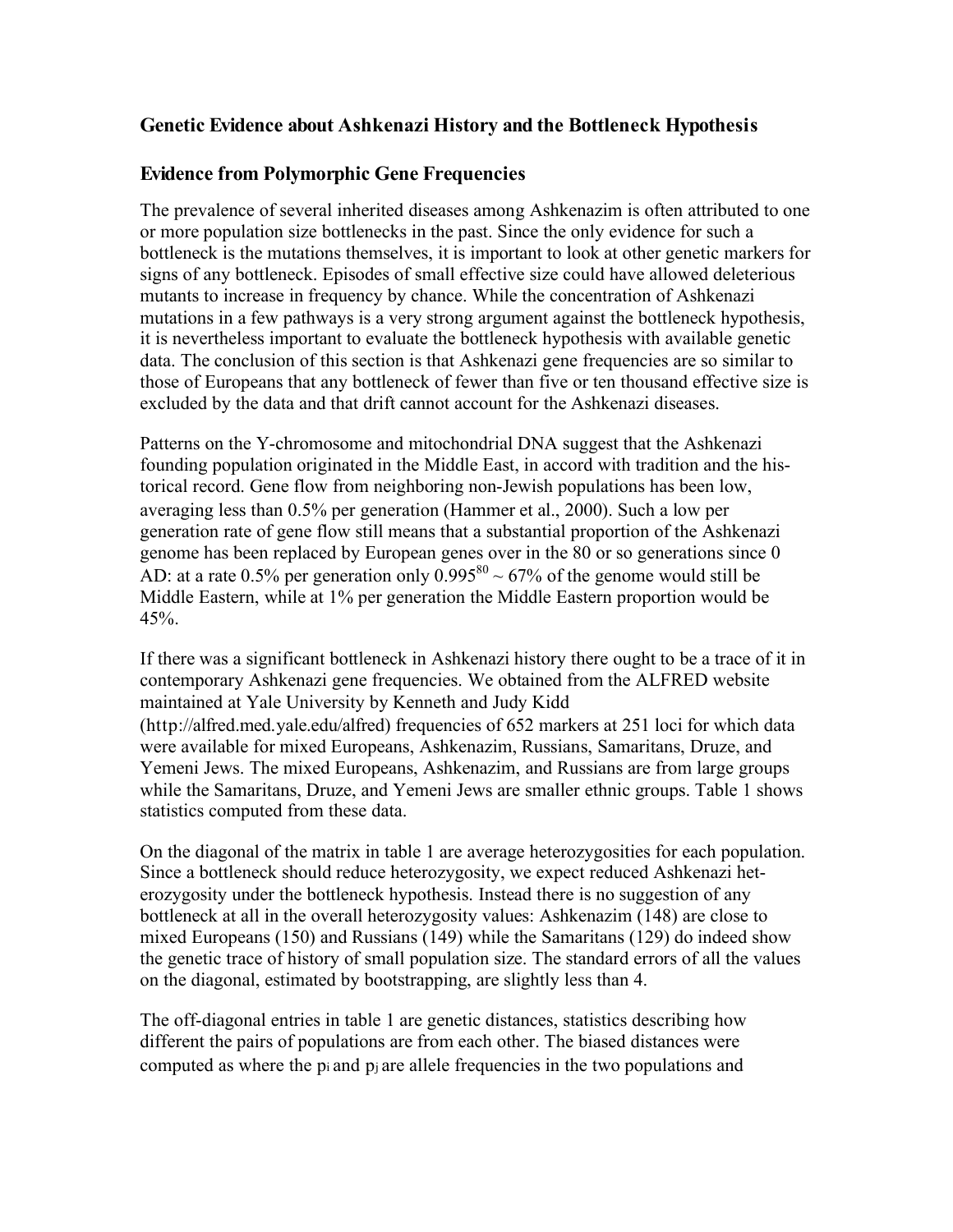## Genetic Evidence about Ashkenazi History and the Bottleneck Hypothesis

### Evidence from Polymorphic Gene Frequencies

The prevalence of several inherited diseases among Ashkenazim is often attributed to one or more population size bottlenecks in the past. Since the only evidence for such a bottleneck is the mutations themselves, it is important to look at other genetic markers for signs of any bottleneck. Episodes of small effective size could have allowed deleterious mutants to increase in frequency by chance. While the concentration of Ashkenazi mutations in a few pathways is a very strong argument against the bottleneck hypothesis, it is nevertheless important to evaluate the bottleneck hypothesis with available genetic data. The conclusion of this section is that Ashkenazi gene frequencies are so similar to those of Europeans that any bottleneck of fewer than five or ten thousand effective size is excluded by the data and that drift cannot account for the Ashkenazi diseases.

Patterns on the Y-chromosome and mitochondrial DNA suggest that the Ashkenazi founding population originated in the Middle East, in accord with tradition and the historical record. Gene flow from neighboring non-Jewish populations has been low, averaging less than 0.5% per generation (Hammer et al., 2000). Such a low per generation rate of gene flow still means that a substantial proportion of the Ashkenazi genome has been replaced by European genes over in the 80 or so generations since 0 AD: at a rate 0.5% per generation only $0.995^{80} \sim 67\%$ of the genome would still be Middle Eastern, while at 1% per generation the Middle Eastern proportion would be 45%.

If there was a significant bottleneck in Ashkenazi history there ought to be a trace of it in contemporary Ashkenazi gene frequencies. We obtained from the ALFRED website maintained at Yale University by Kenneth and Judy Kidd (http://alfred.med.yale.edu/alfred) frequencies of 652 markers at 251 loci for which data were available for mixed Europeans, Ashkenazim, Russians, Samaritans, Druze, and Yemeni Jews. The mixed Europeans, Ashkenazim, and Russians are from large groups while the Samaritans, Druze, and Yemeni Jews are smaller ethnic groups. Table 1 shows statistics computed from these data.

On the diagonal of the matrix in table 1 are average heterozygosities for each population. Since a bottleneck should reduce heterozygosity, we expect reduced Ashkenazi heterozygosity under the bottleneck hypothesis. Instead there is no suggestion of any bottleneck at all in the overall heterozygosity values: Ashkenazim (148) are close to mixed Europeans (150) and Russians (149) while the Samaritans (129) do indeed show the genetic trace of history of small population size. The standard errors of all the values on the diagonal, estimated by bootstrapping, are slightly less than 4.

The off-diagonal entries in table 1 are genetic distances, statistics describing how different the pairs of populations are from each other. The biased distances were computed as where the $p_i$ and $p_j$ are allele frequencies in the two populations and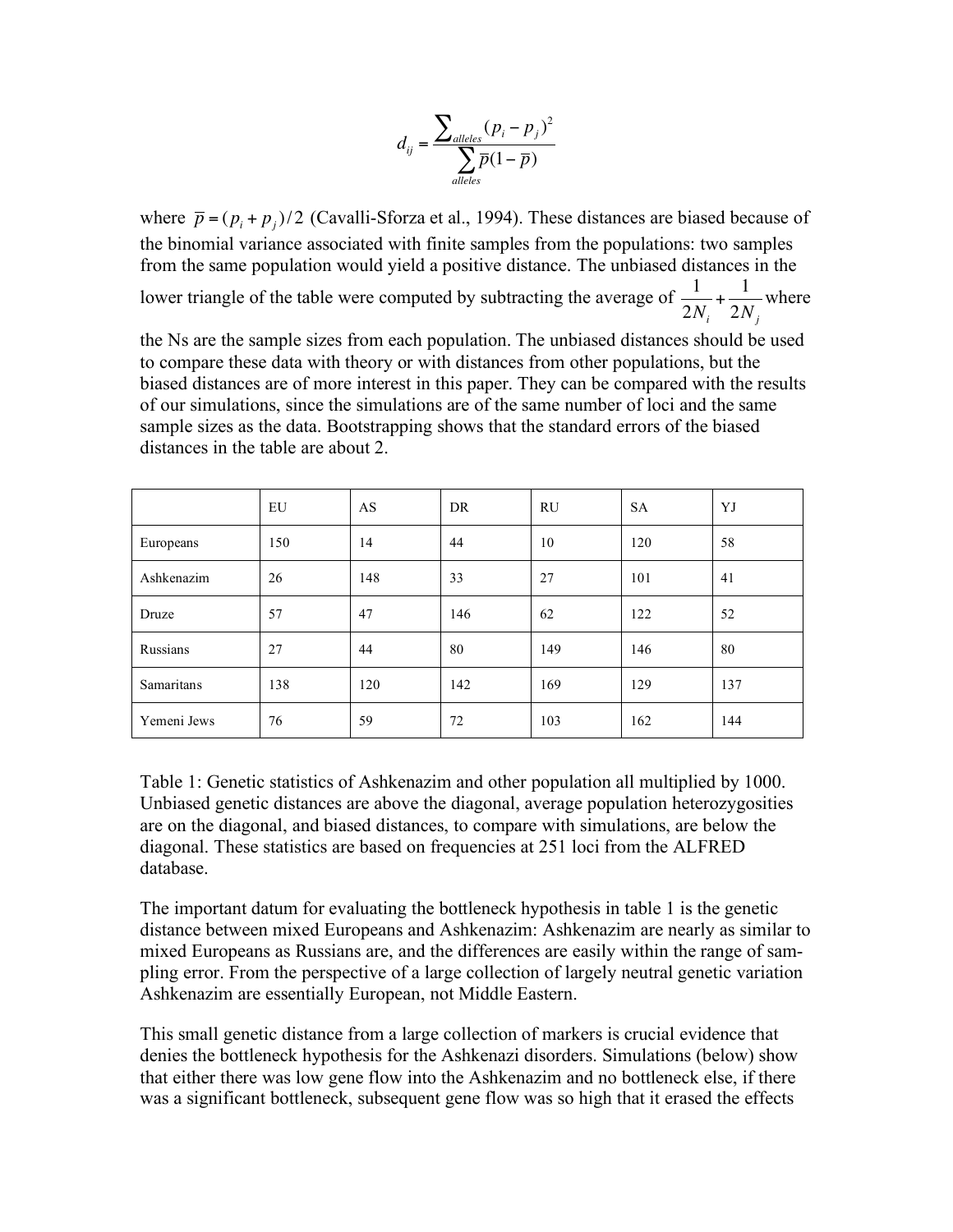$$d_{ij} = \frac{\sum_{alleles}(p_i - p_j)^2}{\sum_{alleles}\bar{p}(1-\bar{p})}$$

where $\bar{p} = (p_i + p_j)/2$ (Cavalli-Sforza et al., 1994). These distances are biased because of the binomial variance associated with finite samples from the populations: two samples from the same population would yield a positive distance. The unbiased distances in the lower triangle of the table were computed by subtracting the average of $\frac{1}{2N_i} + \frac{1}{2N_j}$ where the Ns are the sample sizes from each population. The unbiased distances should be used to compare these data with theory or with distances from other populations, but the biased distances are of more interest in this paper. They can be compared with the results of our simulations, since the simulations are of the same number of loci and the same sample sizes as the data. Bootstrapping shows that the standard errors of the biased distances in the table are about 2.

| | EU | AS | DR | RU | SA | YJ |
|---|---|---|---|---|---|---|
| Europeans | 150 | 14 | 44 | 10 | 120 | 58 |
| Ashkenazim | 26 | 148 | 33 | 27 | 101 | 41 |
| Druze | 57 | 47 | 146 | 62 | 122 | 52 |
| Russians | 27 | 44 | 80 | 149 | 146 | 80 |
| Samaritans | 138 | 120 | 142 | 169 | 129 | 137 |
| Yemeni Jews | 76 | 59 | 72 | 103 | 162 | 144 |

Table 1: Genetic statistics of Ashkenazim and other population all multiplied by 1000. Unbiased genetic distances are above the diagonal, average population heterozygosities are on the diagonal, and biased distances, to compare with simulations, are below the diagonal. These statistics are based on frequencies at 251 loci from the ALFRED database.

The important datum for evaluating the bottleneck hypothesis in table 1 is the genetic distance between mixed Europeans and Ashkenazim: Ashkenazim are nearly as similar to mixed Europeans as Russians are, and the differences are easily within the range of sampling error. From the perspective of a large collection of largely neutral genetic variation Ashkenazim are essentially European, not Middle Eastern.

This small genetic distance from a large collection of markers is crucial evidence that denies the bottleneck hypothesis for the Ashkenazi disorders. Simulations (below) show that either there was low gene flow into the Ashkenazim and no bottleneck else, if there was a significant bottleneck, subsequent gene flow was so high that it erased the effects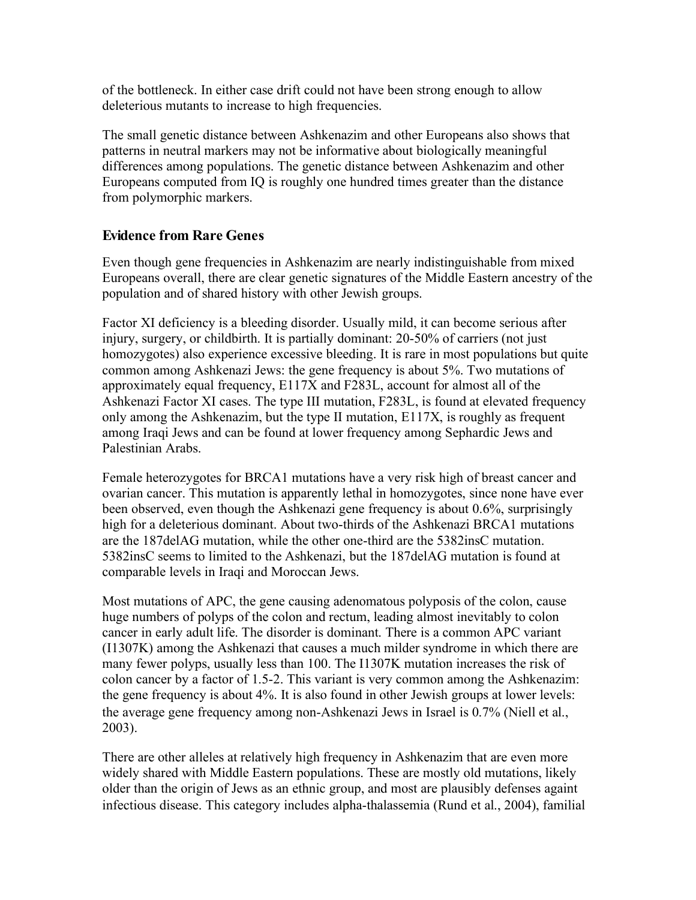of the bottleneck. In either case drift could not have been strong enough to allow deleterious mutants to increase to high frequencies.

The small genetic distance between Ashkenazim and other Europeans also shows that patterns in neutral markers may not be informative about biologically meaningful differences among populations. The genetic distance between Ashkenazim and other Europeans computed from IQ is roughly one hundred times greater than the distance from polymorphic markers.

## Evidence from Rare Genes

Even though gene frequencies in Ashkenazim are nearly indistinguishable from mixed Europeans overall, there are clear genetic signatures of the Middle Eastern ancestry of the population and of shared history with other Jewish groups.

Factor XI deficiency is a bleeding disorder. Usually mild, it can become serious after injury, surgery, or childbirth. It is partially dominant: 20-50% of carriers (not just homozygotes) also experience excessive bleeding. It is rare in most populations but quite common among Ashkenazi Jews: the gene frequency is about 5%. Two mutations of approximately equal frequency, E117X and F283L, account for almost all of the Ashkenazi Factor XI cases. The type III mutation, F283L, is found at elevated frequency only among the Ashkenazim, but the type II mutation, E117X, is roughly as frequent among Iraqi Jews and can be found at lower frequency among Sephardic Jews and Palestinian Arabs.

Female heterozygotes for BRCA1 mutations have a very risk high of breast cancer and ovarian cancer. This mutation is apparently lethal in homozygotes, since none have ever been observed, even though the Ashkenazi gene frequency is about 0.6%, surprisingly high for a deleterious dominant. About two-thirds of the Ashkenazi BRCA1 mutations are the 187delAG mutation, while the other one-third are the 5382insC mutation. 5382insC seems to limited to the Ashkenazi, but the 187delAG mutation is found at comparable levels in Iraqi and Moroccan Jews.

Most mutations of APC, the gene causing adenomatous polyposis of the colon, cause huge numbers of polyps of the colon and rectum, leading almost inevitably to colon cancer in early adult life. The disorder is dominant. There is a common APC variant (I1307K) among the Ashkenazi that causes a much milder syndrome in which there are many fewer polyps, usually less than 100. The I1307K mutation increases the risk of colon cancer by a factor of 1.5-2. This variant is very common among the Ashkenazim: the gene frequency is about 4%. It is also found in other Jewish groups at lower levels: the average gene frequency among non-Ashkenazi Jews in Israel is 0.7% (Niell et al., 2003).

There are other alleles at relatively high frequency in Ashkenazim that are even more widely shared with Middle Eastern populations. These are mostly old mutations, likely older than the origin of Jews as an ethnic group, and most are plausibly defenses againt infectious disease. This category includes alpha-thalassemia (Rund et al., 2004), familial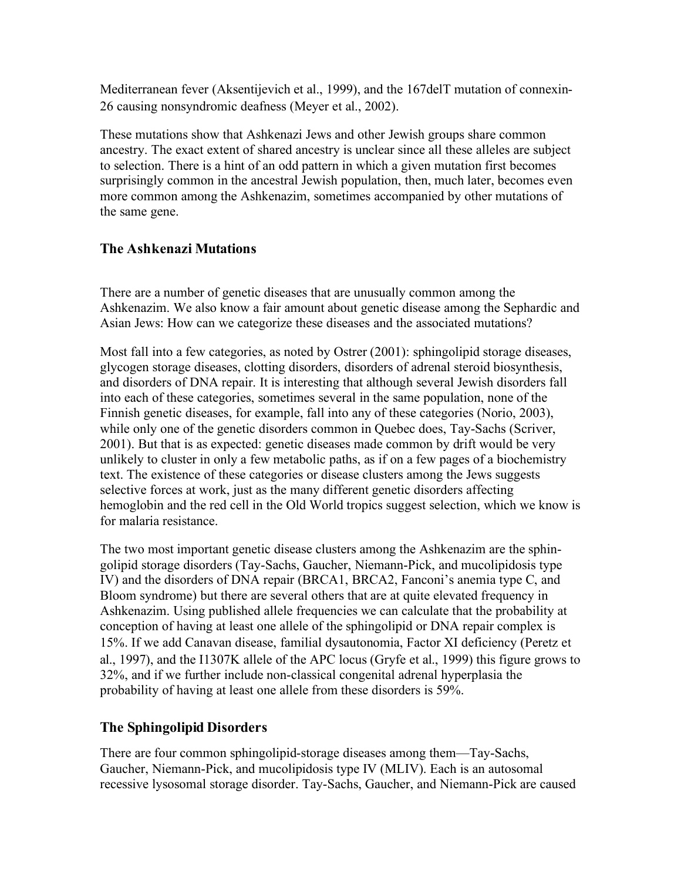Mediterranean fever (Aksentijevich et al., 1999), and the 167delT mutation of connexin-26 causing nonsyndromic deafness (Meyer et al., 2002).

These mutations show that Ashkenazi Jews and other Jewish groups share common ancestry. The exact extent of shared ancestry is unclear since all these alleles are subject to selection. There is a hint of an odd pattern in which a given mutation first becomes surprisingly common in the ancestral Jewish population, then, much later, becomes even more common among the Ashkenazim, sometimes accompanied by other mutations of the same gene.

## The Ashkenazi Mutations

There are a number of genetic diseases that are unusually common among the Ashkenazim. We also know a fair amount about genetic disease among the Sephardic and Asian Jews: How can we categorize these diseases and the associated mutations?

Most fall into a few categories, as noted by Ostrer (2001): sphingolipid storage diseases, glycogen storage diseases, clotting disorders, disorders of adrenal steroid biosynthesis, and disorders of DNA repair. It is interesting that although several Jewish disorders fall into each of these categories, sometimes several in the same population, none of the Finnish genetic diseases, for example, fall into any of these categories (Norio, 2003), while only one of the genetic disorders common in Quebec does, Tay-Sachs (Scriver, 2001). But that is as expected: genetic diseases made common by drift would be very unlikely to cluster in only a few metabolic paths, as if on a few pages of a biochemistry text. The existence of these categories or disease clusters among the Jews suggests selective forces at work, just as the many different genetic disorders affecting hemoglobin and the red cell in the Old World tropics suggest selection, which we know is for malaria resistance.

The two most important genetic disease clusters among the Ashkenazim are the sphingolipid storage disorders (Tay-Sachs, Gaucher, Niemann-Pick, and mucolipidosis type IV) and the disorders of DNA repair (BRCA1, BRCA2, Fanconi's anemia type C, and Bloom syndrome) but there are several others that are at quite elevated frequency in Ashkenazim. Using published allele frequencies we can calculate that the probability at conception of having at least one allele of the sphingolipid or DNA repair complex is 15%. If we add Canavan disease, familial dysautonomia, Factor XI deficiency (Peretz et al., 1997), and the I1307K allele of the APC locus (Gryfe et al., 1999) this figure grows to 32%, and if we further include non-classical congenital adrenal hyperplasia the probability of having at least one allele from these disorders is 59%.

## The Sphingolipid Disorders

There are four common sphingolipid-storage diseases among them—Tay-Sachs, Gaucher, Niemann-Pick, and mucolipidosis type IV (MLIV). Each is an autosomal recessive lysosomal storage disorder. Tay-Sachs, Gaucher, and Niemann-Pick are caused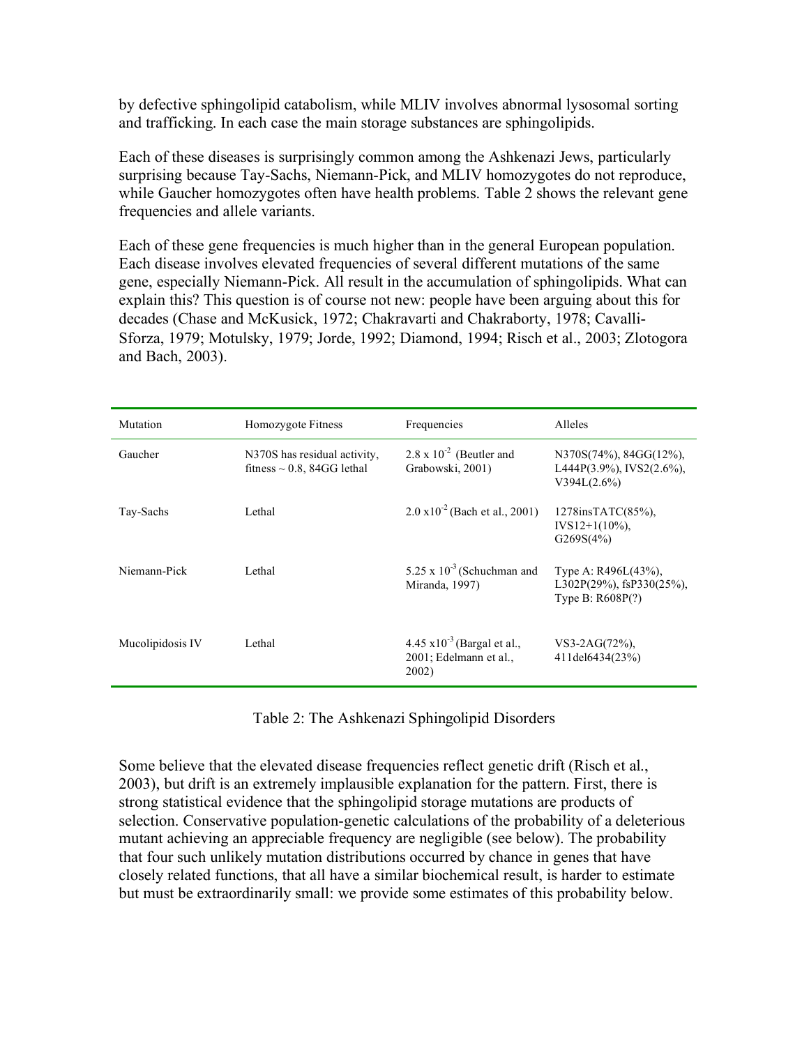by defective sphingolipid catabolism, while MLIV involves abnormal lysosomal sorting and trafficking. In each case the main storage substances are sphingolipids.

Each of these diseases is surprisingly common among the Ashkenazi Jews, particularly surprising because Tay-Sachs, Niemann-Pick, and MLIV homozygotes do not reproduce, while Gaucher homozygotes often have health problems. Table 2 shows the relevant gene frequencies and allele variants.

Each of these gene frequencies is much higher than in the general European population. Each disease involves elevated frequencies of several different mutations of the same gene, especially Niemann-Pick. All result in the accumulation of sphingolipids. What can explain this? This question is of course not new: people have been arguing about this for decades (Chase and McKusick, 1972; Chakravarti and Chakraborty, 1978; Cavalli-Sforza, 1979; Motulsky, 1979; Jorde, 1992; Diamond, 1994; Risch et al., 2003; Zlotogora and Bach, 2003).

| Mutation | Homozygote Fitness | Frequencies | Alleles |
|---|---|---|---|
| Gaucher | N370S has residual activity, fitness ~ 0.8, 84GG lethal | $2.8 \times 10^{-2}$ (Beutler and Grabowski, 2001) | N370S(74%), 84GG(12%), L444P(3.9%), IVS2(2.6%), V394L(2.6%) |
| Tay-Sachs | Lethal | $2.0 \times 10^{-2}$ (Bach et al., 2001) | 1278insTATC(85%), IVS12+1(10%), G269S(4%) |
| Niemann-Pick | Lethal | $5.25 \times 10^{-3}$ (Schuchman and Miranda, 1997) | Type A: R496L(43%), L302P(29%), fsP330(25%), Type B: R608P(?) |
| Mucolipidosis IV | Lethal | $4.45 \times 10^{-3}$ (Bargal et al., 2001; Edelmann et al., 2002) | VS3-2AG(72%), 411del6434(23%) |

Table 2: The Ashkenazi Sphingolipid Disorders

Some believe that the elevated disease frequencies reflect genetic drift (Risch et al., 2003), but drift is an extremely implausible explanation for the pattern. First, there is strong statistical evidence that the sphingolipid storage mutations are products of selection. Conservative population-genetic calculations of the probability of a deleterious mutant achieving an appreciable frequency are negligible (see below). The probability that four such unlikely mutation distributions occurred by chance in genes that have closely related functions, that all have a similar biochemical result, is harder to estimate but must be extraordinarily small: we provide some estimates of this probability below.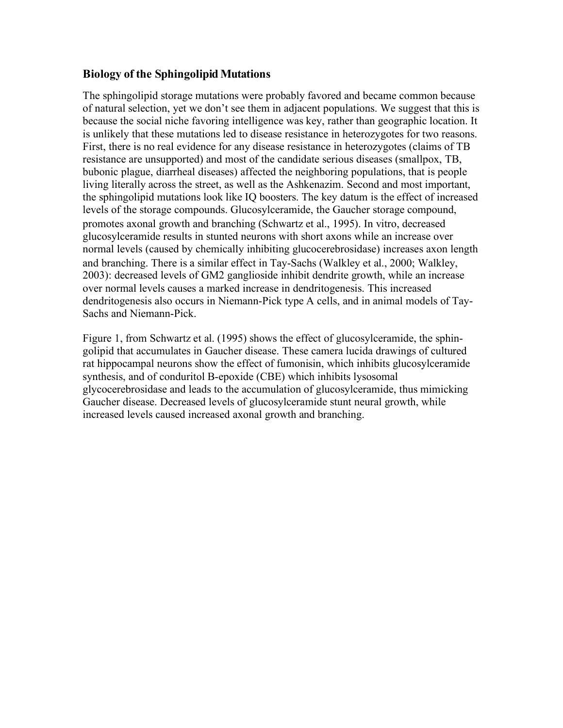## Biology of the Sphingolipid Mutations

The sphingolipid storage mutations were probably favored and became common because of natural selection, yet we don't see them in adjacent populations. We suggest that this is because the social niche favoring intelligence was key, rather than geographic location. It is unlikely that these mutations led to disease resistance in heterozygotes for two reasons. First, there is no real evidence for any disease resistance in heterozygotes (claims of TB resistance are unsupported) and most of the candidate serious diseases (smallpox, TB, bubonic plague, diarrheal diseases) affected the neighboring populations, that is people living literally across the street, as well as the Ashkenazim. Second and most important, the sphingolipid mutations look like IQ boosters. The key datum is the effect of increased levels of the storage compounds. Glucosylceramide, the Gaucher storage compound, promotes axonal growth and branching (Schwartz et al., 1995). In vitro, decreased glucosylceramide results in stunted neurons with short axons while an increase over normal levels (caused by chemically inhibiting glucocerebrosidase) increases axon length and branching. There is a similar effect in Tay-Sachs (Walkley et al., 2000; Walkley, 2003): decreased levels of GM2 ganglioside inhibit dendrite growth, while an increase over normal levels causes a marked increase in dendritogenesis. This increased dendritogenesis also occurs in Niemann-Pick type A cells, and in animal models of Tay-Sachs and Niemann-Pick.

Figure 1, from Schwartz et al. (1995) shows the effect of glucosylceramide, the sphingolipid that accumulates in Gaucher disease. These camera lucida drawings of cultured rat hippocampal neurons show the effect of fumonisin, which inhibits glucosylceramide synthesis, and of conduritol B-epoxide (CBE) which inhibits lysosomal glycocerebrosidase and leads to the accumulation of glucosylceramide, thus mimicking Gaucher disease. Decreased levels of glucosylceramide stunt neural growth, while increased levels caused increased axonal growth and branching.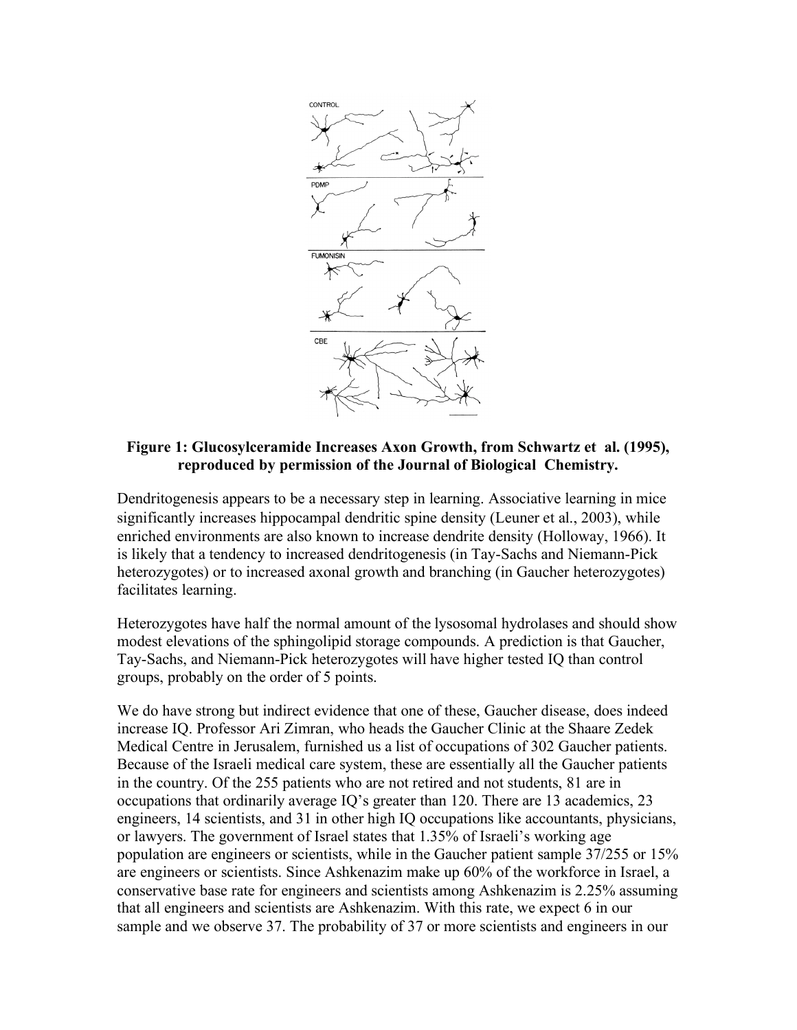**Figure 1: Glucosylceramide Increases Axon Growth, from Schwartz et al. (1995), reproduced by permission of the Journal of Biological Chemistry.**

Dendritogenesis appears to be a necessary step in learning. Associative learning in mice significantly increases hippocampal dendritic spine density (Leuner et al., 2003), while enriched environments are also known to increase dendrite density (Holloway, 1966). It is likely that a tendency to increased dendritogenesis (in Tay-Sachs and Niemann-Pick heterozygotes) or to increased axonal growth and branching (in Gaucher heterozygotes) facilitates learning.

Heterozygotes have half the normal amount of the lysosomal hydrolases and should show modest elevations of the sphingolipid storage compounds. A prediction is that Gaucher, Tay-Sachs, and Niemann-Pick heterozygotes will have higher tested IQ than control groups, probably on the order of 5 points.

We do have strong but indirect evidence that one of these, Gaucher disease, does indeed increase IQ. Professor Ari Zimran, who heads the Gaucher Clinic at the Shaare Zedek Medical Centre in Jerusalem, furnished us a list of occupations of 302 Gaucher patients. Because of the Israeli medical care system, these are essentially all the Gaucher patients in the country. Of the 255 patients who are not retired and not students, 81 are in occupations that ordinarily average IQ's greater than 120. There are 13 academics, 23 engineers, 14 scientists, and 31 in other high IQ occupations like accountants, physicians, or lawyers. The government of Israel states that 1.35% of Israeli's working age population are engineers or scientists, while in the Gaucher patient sample 37/255 or 15% are engineers or scientists. Since Ashkenazim make up 60% of the workforce in Israel, a conservative base rate for engineers and scientists among Ashkenazim is 2.25% assuming that all engineers and scientists are Ashkenazim. With this rate, we expect 6 in our sample and we observe 37. The probability of 37 or more scientists and engineers in our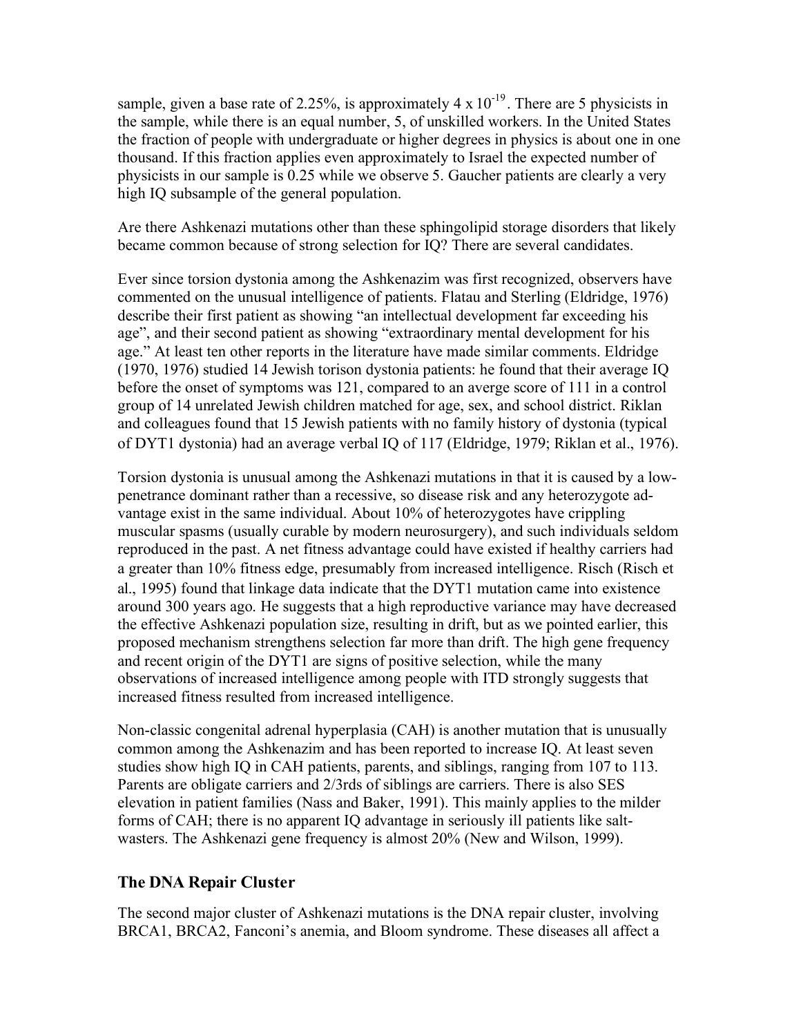sample, given a base rate of 2.25%, is approximately $4 \times 10^{-19}$. There are 5 physicists in the sample, while there is an equal number, 5, of unskilled workers. In the United States the fraction of people with undergraduate or higher degrees in physics is about one in one thousand. If this fraction applies even approximately to Israel the expected number of physicists in our sample is 0.25 while we observe 5. Gaucher patients are clearly a very high IQ subsample of the general population.

Are there Ashkenazi mutations other than these sphingolipid storage disorders that likely became common because of strong selection for IQ? There are several candidates.

Ever since torsion dystonia among the Ashkenazim was first recognized, observers have commented on the unusual intelligence of patients. Flatau and Sterling (Eldridge, 1976) describe their first patient as showing "an intellectual development far exceeding his age", and their second patient as showing "extraordinary mental development for his age." At least ten other reports in the literature have made similar comments. Eldridge (1970, 1976) studied 14 Jewish torison dystonia patients: he found that their average IQ before the onset of symptoms was 121, compared to an averge score of 111 in a control group of 14 unrelated Jewish children matched for age, sex, and school district. Riklan and colleagues found that 15 Jewish patients with no family history of dystonia (typical of DYT1 dystonia) had an average verbal IQ of 117 (Eldridge, 1979; Riklan et al., 1976).

Torsion dystonia is unusual among the Ashkenazi mutations in that it is caused by a low-penetrance dominant rather than a recessive, so disease risk and any heterozygote advantage exist in the same individual. About 10% of heterozygotes have crippling muscular spasms (usually curable by modern neurosurgery), and such individuals seldom reproduced in the past. A net fitness advantage could have existed if healthy carriers had a greater than 10% fitness edge, presumably from increased intelligence. Risch (Risch et al., 1995) found that linkage data indicate that the DYT1 mutation came into existence around 300 years ago. He suggests that a high reproductive variance may have decreased the effective Ashkenazi population size, resulting in drift, but as we pointed earlier, this proposed mechanism strengthens selection far more than drift. The high gene frequency and recent origin of the DYT1 are signs of positive selection, while the many observations of increased intelligence among people with ITD strongly suggests that increased fitness resulted from increased intelligence.

Non-classic congenital adrenal hyperplasia (CAH) is another mutation that is unusually common among the Ashkenazim and has been reported to increase IQ. At least seven studies show high IQ in CAH patients, parents, and siblings, ranging from 107 to 113. Parents are obligate carriers and 2/3rds of siblings are carriers. There is also SES elevation in patient families (Nass and Baker, 1991). This mainly applies to the milder forms of CAH; there is no apparent IQ advantage in seriously ill patients like salt-wasters. The Ashkenazi gene frequency is almost 20% (New and Wilson, 1999).

## The DNA Repair Cluster

The second major cluster of Ashkenazi mutations is the DNA repair cluster, involving BRCA1, BRCA2, Fanconi's anemia, and Bloom syndrome. These diseases all affect a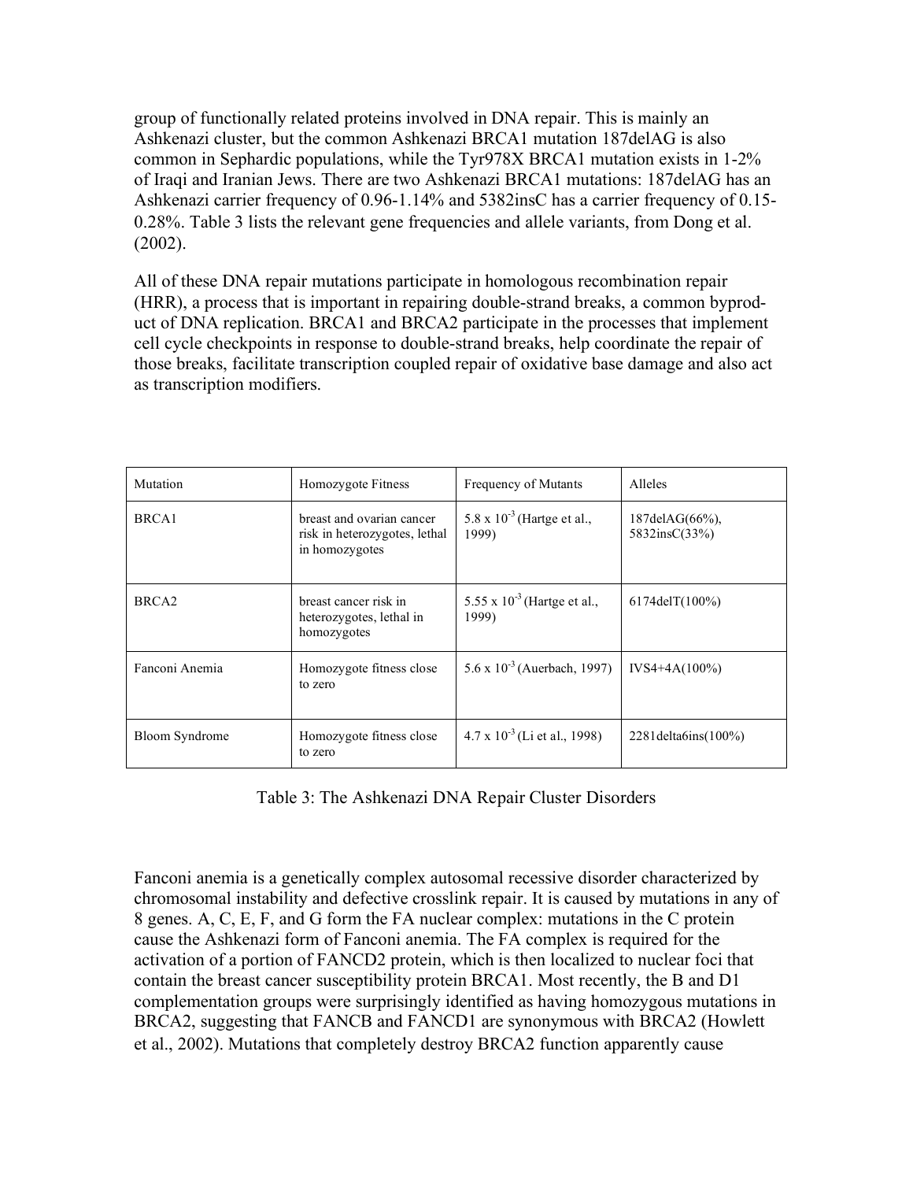group of functionally related proteins involved in DNA repair. This is mainly an Ashkenazi cluster, but the common Ashkenazi BRCA1 mutation 187delAG is also common in Sephardic populations, while the Tyr978X BRCA1 mutation exists in 1-2% of Iraqi and Iranian Jews. There are two Ashkenazi BRCA1 mutations: 187delAG has an Ashkenazi carrier frequency of 0.96-1.14% and 5382insC has a carrier frequency of 0.15-0.28%. Table 3 lists the relevant gene frequencies and allele variants, from Dong et al. (2002).

All of these DNA repair mutations participate in homologous recombination repair (HRR), a process that is important in repairing double-strand breaks, a common byproduct of DNA replication. BRCA1 and BRCA2 participate in the processes that implement cell cycle checkpoints in response to double-strand breaks, help coordinate the repair of those breaks, facilitate transcription coupled repair of oxidative base damage and also act as transcription modifiers.

| Mutation | Homozygote Fitness | Frequency of Mutants | Alleles |
| --- | --- | --- | --- |
| BRCA1 | breast and ovarian cancer risk in heterozygotes, lethal in homozygotes | $5.8 \times 10^{-3}$ (Hartge et al., 1999) | 187delAG(66%), 5832insC(33%) |
| BRCA2 | breast cancer risk in heterozygotes, lethal in homozygotes | $5.55 \times 10^{-3}$ (Hartge et al., 1999) | 6174delT(100%) |
| Fanconi Anemia | Homozygote fitness close to zero | $5.6 \times 10^{-3}$ (Auerbach, 1997) | IVS4+4A(100%) |
| Bloom Syndrome | Homozygote fitness close to zero | $4.7 \times 10^{-3}$ (Li et al., 1998) | 2281delta6ins(100%) |

Table 3: The Ashkenazi DNA Repair Cluster Disorders

Fanconi anemia is a genetically complex autosomal recessive disorder characterized by chromosomal instability and defective crosslink repair. It is caused by mutations in any of 8 genes. A, C, E, F, and G form the FA nuclear complex: mutations in the C protein cause the Ashkenazi form of Fanconi anemia. The FA complex is required for the activation of a portion of FANCD2 protein, which is then localized to nuclear foci that contain the breast cancer susceptibility protein BRCA1. Most recently, the B and D1 complementation groups were surprisingly identified as having homozygous mutations in BRCA2, suggesting that FANCB and FANCD1 are synonymous with BRCA2 (Howlett et al., 2002). Mutations that completely destroy BRCA2 function apparently cause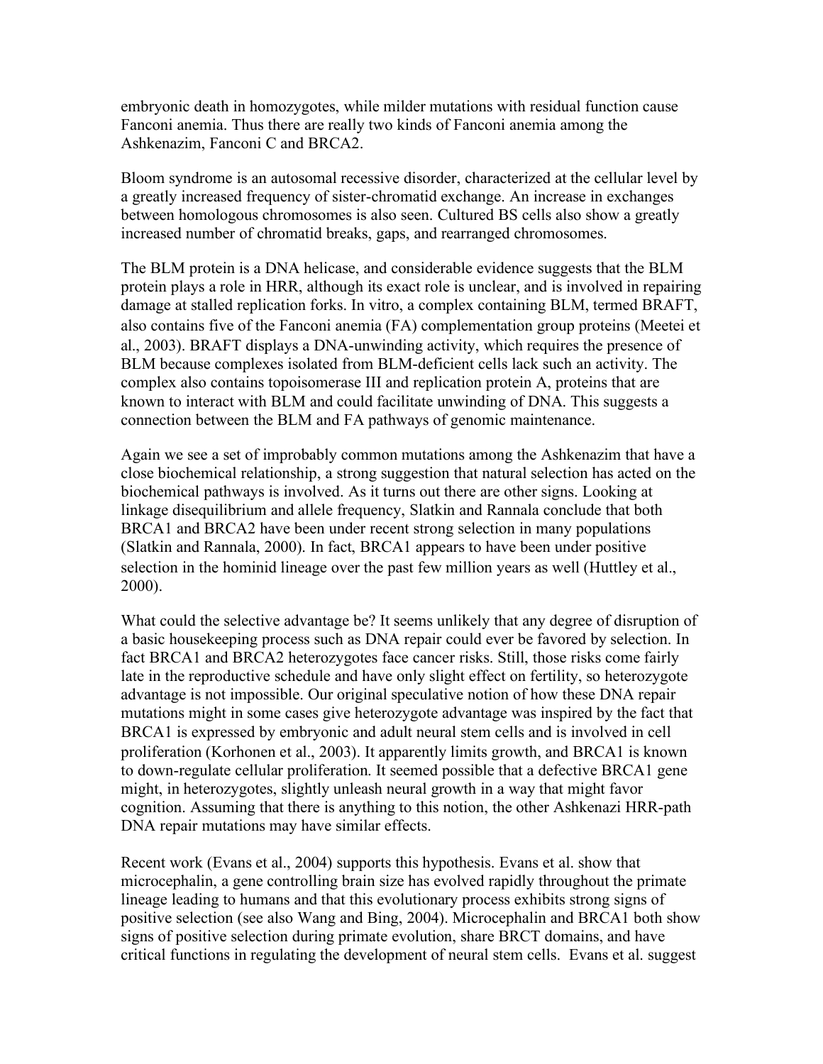embryonic death in homozygotes, while milder mutations with residual function cause Fanconi anemia. Thus there are really two kinds of Fanconi anemia among the Ashkenazim, Fanconi C and BRCA2.

Bloom syndrome is an autosomal recessive disorder, characterized at the cellular level by a greatly increased frequency of sister-chromatid exchange. An increase in exchanges between homologous chromosomes is also seen. Cultured BS cells also show a greatly increased number of chromatid breaks, gaps, and rearranged chromosomes.

The BLM protein is a DNA helicase, and considerable evidence suggests that the BLM protein plays a role in HRR, although its exact role is unclear, and is involved in repairing damage at stalled replication forks. In vitro, a complex containing BLM, termed BRAFT, also contains five of the Fanconi anemia (FA) complementation group proteins (Meetei et al., 2003). BRAFT displays a DNA-unwinding activity, which requires the presence of BLM because complexes isolated from BLM-deficient cells lack such an activity. The complex also contains topoisomerase III and replication protein A, proteins that are known to interact with BLM and could facilitate unwinding of DNA. This suggests a connection between the BLM and FA pathways of genomic maintenance.

Again we see a set of improbably common mutations among the Ashkenazim that have a close biochemical relationship, a strong suggestion that natural selection has acted on the biochemical pathways is involved. As it turns out there are other signs. Looking at linkage disequilibrium and allele frequency, Slatkin and Rannala conclude that both BRCA1 and BRCA2 have been under recent strong selection in many populations (Slatkin and Rannala, 2000). In fact, BRCA1 appears to have been under positive selection in the hominid lineage over the past few million years as well (Huttley et al., 2000).

What could the selective advantage be? It seems unlikely that any degree of disruption of a basic housekeeping process such as DNA repair could ever be favored by selection. In fact BRCA1 and BRCA2 heterozygotes face cancer risks. Still, those risks come fairly late in the reproductive schedule and have only slight effect on fertility, so heterozygote advantage is not impossible. Our original speculative notion of how these DNA repair mutations might in some cases give heterozygote advantage was inspired by the fact that BRCA1 is expressed by embryonic and adult neural stem cells and is involved in cell proliferation (Korhonen et al., 2003). It apparently limits growth, and BRCA1 is known to down-regulate cellular proliferation. It seemed possible that a defective BRCA1 gene might, in heterozygotes, slightly unleash neural growth in a way that might favor cognition. Assuming that there is anything to this notion, the other Ashkenazi HRR-path DNA repair mutations may have similar effects.

Recent work (Evans et al., 2004) supports this hypothesis. Evans et al. show that microcephalin, a gene controlling brain size has evolved rapidly throughout the primate lineage leading to humans and that this evolutionary process exhibits strong signs of positive selection (see also Wang and Bing, 2004). Microcephalin and BRCA1 both show signs of positive selection during primate evolution, share BRCT domains, and have critical functions in regulating the development of neural stem cells. Evans et al. suggest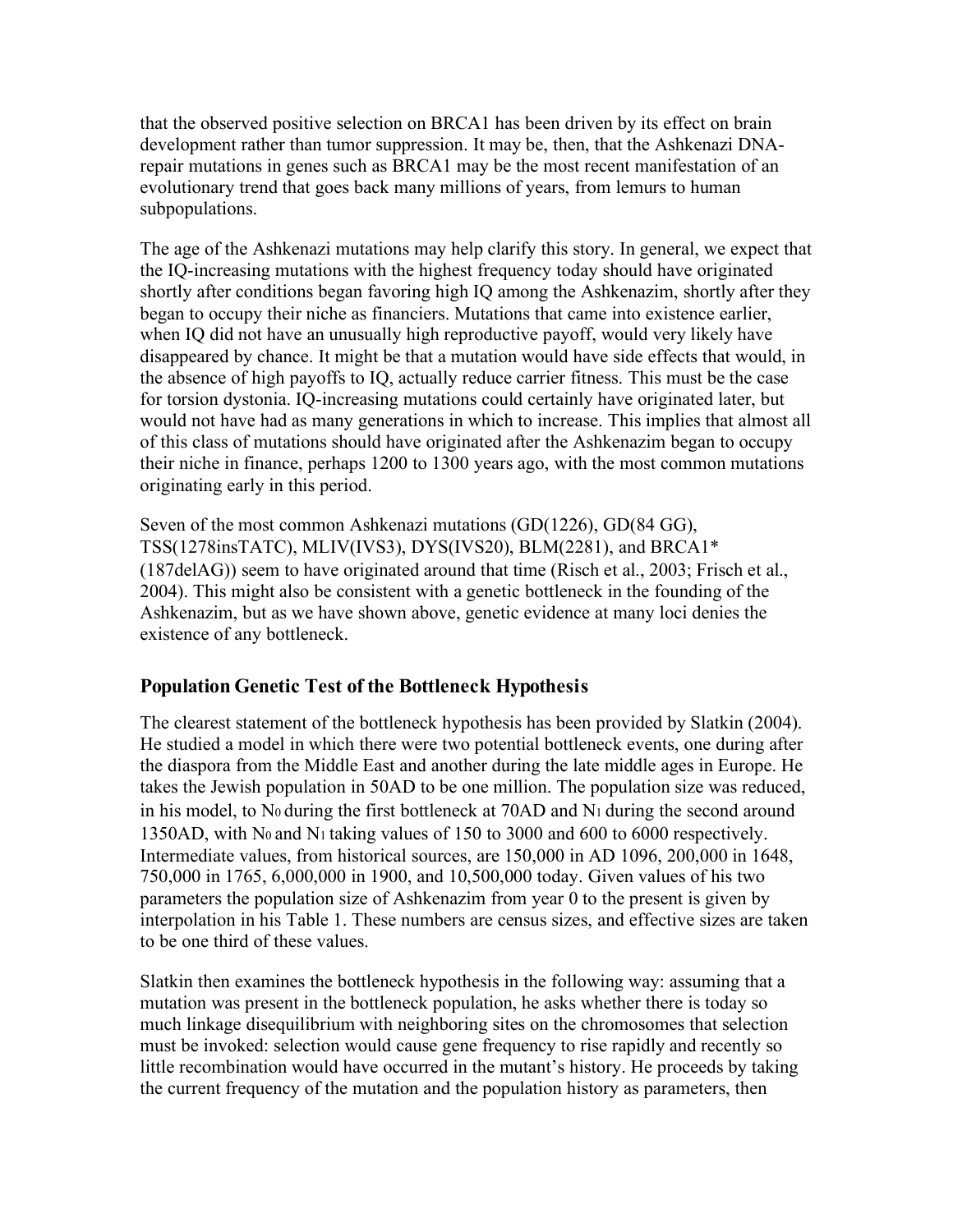that the observed positive selection on BRCA1 has been driven by its effect on brain development rather than tumor suppression. It may be, then, that the Ashkenazi DNA-repair mutations in genes such as BRCA1 may be the most recent manifestation of an evolutionary trend that goes back many millions of years, from lemurs to human subpopulations.

The age of the Ashkenazi mutations may help clarify this story. In general, we expect that the IQ-increasing mutations with the highest frequency today should have originated shortly after conditions began favoring high IQ among the Ashkenazim, shortly after they began to occupy their niche as financiers. Mutations that came into existence earlier, when IQ did not have an unusually high reproductive payoff, would very likely have disappeared by chance. It might be that a mutation would have side effects that would, in the absence of high payoffs to IQ, actually reduce carrier fitness. This must be the case for torsion dystonia. IQ-increasing mutations could certainly have originated later, but would not have had as many generations in which to increase. This implies that almost all of this class of mutations should have originated after the Ashkenazim began to occupy their niche in finance, perhaps 1200 to 1300 years ago, with the most common mutations originating early in this period.

Seven of the most common Ashkenazi mutations (GD(1226), GD(84 GG), TSS(1278insTATC), MLIV(IVS3), DYS(IVS20), BLM(2281), and BRCA1* (187delAG)) seem to have originated around that time (Risch et al., 2003; Frisch et al., 2004). This might also be consistent with a genetic bottleneck in the founding of the Ashkenazim, but as we have shown above, genetic evidence at many loci denies the existence of any bottleneck.

## Population Genetic Test of the Bottleneck Hypothesis

The clearest statement of the bottleneck hypothesis has been provided by Slatkin (2004). He studied a model in which there were two potential bottleneck events, one during after the diaspora from the Middle East and another during the late middle ages in Europe. He takes the Jewish population in 50AD to be one million. The population size was reduced, in his model, to $N_0$ during the first bottleneck at 70AD and $N_1$ during the second around 1350AD, with $N_0$ and $N_1$ taking values of 150 to 3000 and 600 to 6000 respectively. Intermediate values, from historical sources, are 150,000 in AD 1096, 200,000 in 1648, 750,000 in 1765, 6,000,000 in 1900, and 10,500,000 today. Given values of his two parameters the population size of Ashkenazim from year 0 to the present is given by interpolation in his Table 1. These numbers are census sizes, and effective sizes are taken to be one third of these values.

Slatkin then examines the bottleneck hypothesis in the following way: assuming that a mutation was present in the bottleneck population, he asks whether there is today so much linkage disequilibrium with neighboring sites on the chromosomes that selection must be invoked: selection would cause gene frequency to rise rapidly and recently so little recombination would have occurred in the mutant's history. He proceeds by taking the current frequency of the mutation and the population history as parameters, then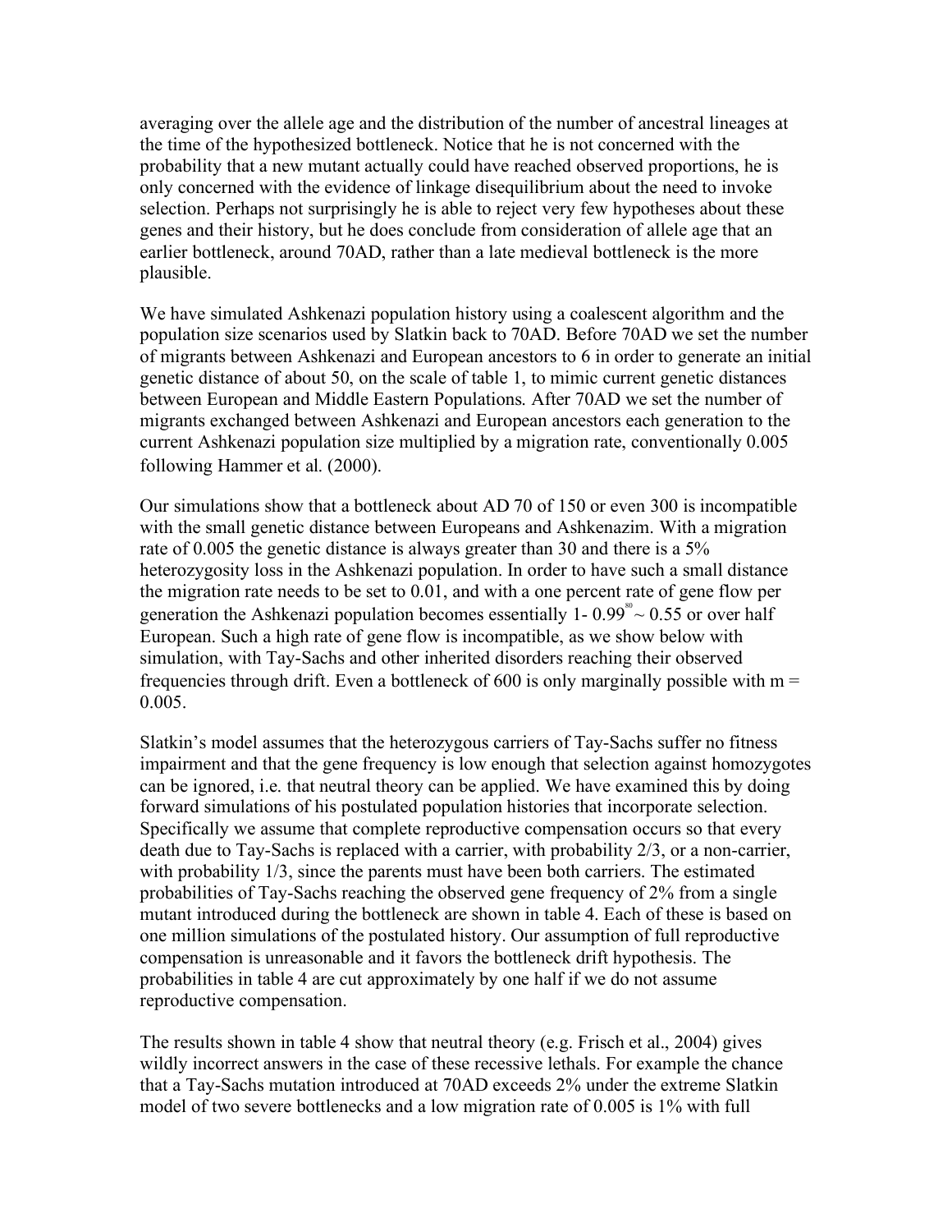averaging over the allele age and the distribution of the number of ancestral lineages at the time of the hypothesized bottleneck. Notice that he is not concerned with the probability that a new mutant actually could have reached observed proportions, he is only concerned with the evidence of linkage disequilibrium about the need to invoke selection. Perhaps not surprisingly he is able to reject very few hypotheses about these genes and their history, but he does conclude from consideration of allele age that an earlier bottleneck, around 70AD, rather than a late medieval bottleneck is the more plausible.

We have simulated Ashkenazi population history using a coalescent algorithm and the population size scenarios used by Slatkin back to 70AD. Before 70AD we set the number of migrants between Ashkenazi and European ancestors to 6 in order to generate an initial genetic distance of about 50, on the scale of table 1, to mimic current genetic distances between European and Middle Eastern Populations. After 70AD we set the number of migrants exchanged between Ashkenazi and European ancestors each generation to the current Ashkenazi population size multiplied by a migration rate, conventionally 0.005 following Hammer et al. (2000).

Our simulations show that a bottleneck about AD 70 of 150 or even 300 is incompatible with the small genetic distance between Europeans and Ashkenazim. With a migration rate of 0.005 the genetic distance is always greater than 30 and there is a 5% heterozygosity loss in the Ashkenazi population. In order to have such a small distance the migration rate needs to be set to 0.01, and with a one percent rate of gene flow per generation the Ashkenazi population becomes essentially $1 - 0.99^{80} \sim 0.55$ or over half European. Such a high rate of gene flow is incompatible, as we show below with simulation, with Tay-Sachs and other inherited disorders reaching their observed frequencies through drift. Even a bottleneck of 600 is only marginally possible with $m = 0.005$.

Slatkin's model assumes that the heterozygous carriers of Tay-Sachs suffer no fitness impairment and that the gene frequency is low enough that selection against homozygotes can be ignored, i.e. that neutral theory can be applied. We have examined this by doing forward simulations of his postulated population histories that incorporate selection. Specifically we assume that complete reproductive compensation occurs so that every death due to Tay-Sachs is replaced with a carrier, with probability 2/3, or a non-carrier, with probability 1/3, since the parents must have been both carriers. The estimated probabilities of Tay-Sachs reaching the observed gene frequency of 2% from a single mutant introduced during the bottleneck are shown in table 4. Each of these is based on one million simulations of the postulated history. Our assumption of full reproductive compensation is unreasonable and it favors the bottleneck drift hypothesis. The probabilities in table 4 are cut approximately by one half if we do not assume reproductive compensation.

The results shown in table 4 show that neutral theory (e.g. Frisch et al., 2004) gives wildly incorrect answers in the case of these recessive lethals. For example the chance that a Tay-Sachs mutation introduced at 70AD exceeds 2% under the extreme Slatkin model of two severe bottlenecks and a low migration rate of 0.005 is 1% with full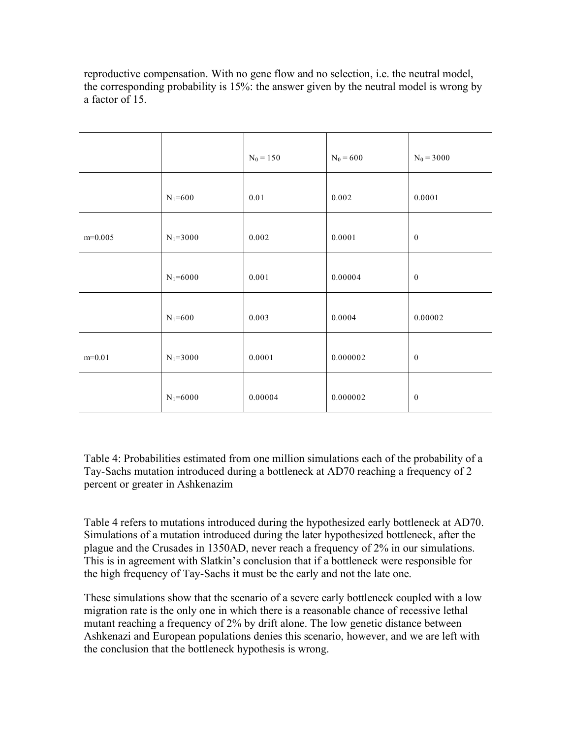reproductive compensation. With no gene flow and no selection, i.e. the neutral model, the corresponding probability is 15%: the answer given by the neutral model is wrong by a factor of 15.

| | | $N_0 = 150$ | $N_0 = 600$ | $N_0 = 3000$ |
|---|---|---|---|---|
| | $N_1=600$ | 0.01 | 0.002 | 0.0001 |
| m=0.005 | $N_1=3000$ | 0.002 | 0.0001 | 0 |
| | $N_1=6000$ | 0.001 | 0.00004 | 0 |
| | $N_1=600$ | 0.003 | 0.0004 | 0.00002 |
| m=0.01 | $N_1=3000$ | 0.0001 | 0.000002 | 0 |
| | $N_1=6000$ | 0.00004 | 0.000002 | 0 |

Table 4: Probabilities estimated from one million simulations each of the probability of a Tay-Sachs mutation introduced during a bottleneck at AD70 reaching a frequency of 2 percent or greater in Ashkenazim

Table 4 refers to mutations introduced during the hypothesized early bottleneck at AD70. Simulations of a mutation introduced during the later hypothesized bottleneck, after the plague and the Crusades in 1350AD, never reach a frequency of 2% in our simulations. This is in agreement with Slatkin's conclusion that if a bottleneck were responsible for the high frequency of Tay-Sachs it must be the early and not the late one.

These simulations show that the scenario of a severe early bottleneck coupled with a low migration rate is the only one in which there is a reasonable chance of recessive lethal mutant reaching a frequency of 2% by drift alone. The low genetic distance between Ashkenazi and European populations denies this scenario, however, and we are left with the conclusion that the bottleneck hypothesis is wrong.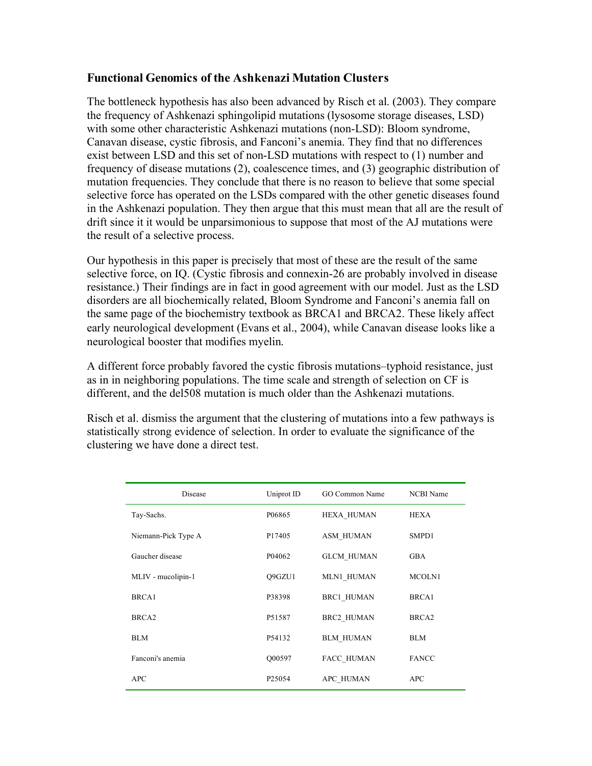## Functional Genomics of the Ashkenazi Mutation Clusters

The bottleneck hypothesis has also been advanced by Risch et al. (2003). They compare the frequency of Ashkenazi sphingolipid mutations (lysosome storage diseases, LSD) with some other characteristic Ashkenazi mutations (non-LSD): Bloom syndrome, Canavan disease, cystic fibrosis, and Fanconi's anemia. They find that no differences exist between LSD and this set of non-LSD mutations with respect to (1) number and frequency of disease mutations (2), coalescence times, and (3) geographic distribution of mutation frequencies. They conclude that there is no reason to believe that some special selective force has operated on the LSDs compared with the other genetic diseases found in the Ashkenazi population. They then argue that this must mean that all are the result of drift since it it would be unparsimonious to suppose that most of the AJ mutations were the result of a selective process.

Our hypothesis in this paper is precisely that most of these are the result of the same selective force, on IQ. (Cystic fibrosis and connexin-26 are probably involved in disease resistance.) Their findings are in fact in good agreement with our model. Just as the LSD disorders are all biochemically related, Bloom Syndrome and Fanconi's anemia fall on the same page of the biochemistry textbook as BRCA1 and BRCA2. These likely affect early neurological development (Evans et al., 2004), while Canavan disease looks like a neurological booster that modifies myelin.

A different force probably favored the cystic fibrosis mutations–typhoid resistance, just as in in neighboring populations. The time scale and strength of selection on CF is different, and the del508 mutation is much older than the Ashkenazi mutations.

Risch et al. dismiss the argument that the clustering of mutations into a few pathways is statistically strong evidence of selection. In order to evaluate the significance of the clustering we have done a direct test.

| Disease | Uniprot ID | GO Common Name | NCBI Name |
|---|---|---|---|
| Tay-Sachs. | P06865 | HEXA_HUMAN | HEXA |
| Niemann-Pick Type A | P17405 | ASM_HUMAN | SMPD1 |
| Gaucher disease | P04062 | GLCM_HUMAN | GBA |
| MLIV - mucolipin-1 | Q9GZU1 | MLN1_HUMAN | MCOLN1 |
| BRCA1 | P38398 | BRC1_HUMAN | BRCA1 |
| BRCA2 | P51587 | BRC2_HUMAN | BRCA2 |
| BLM | P54132 | BLM_HUMAN | BLM |
| Fanconi's anemia | Q00597 | FACC_HUMAN | FANCC |
| APC | P25054 | APC_HUMAN | APC |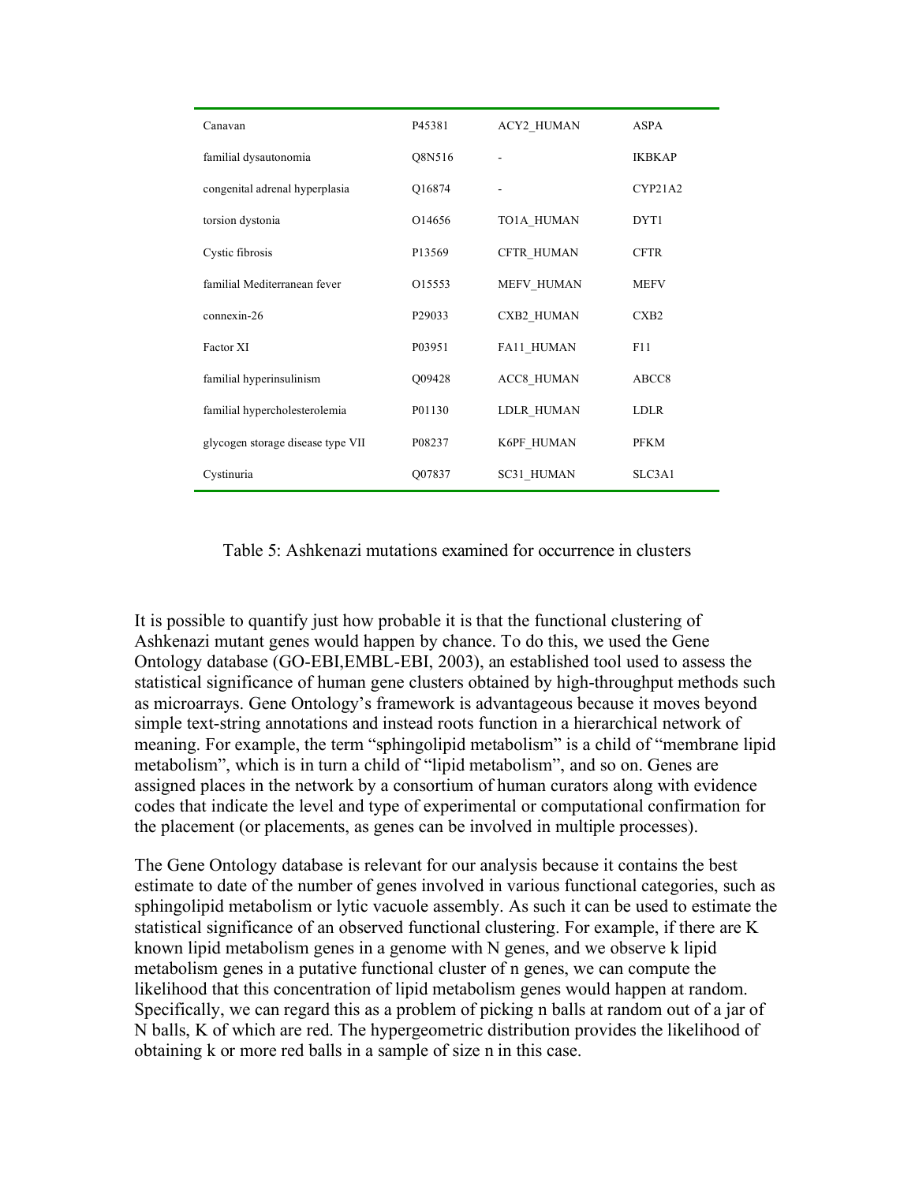| | | | |
|---|---|---|---|
| Canavan | P45381 | ACY2_HUMAN | ASPA |
| familial dysautonomia | Q8N516 | - | IKBKAP |
| congenital adrenal hyperplasia | Q16874 | - | CYP21A2 |
| torsion dystonia | O14656 | TO1A_HUMAN | DYT1 |
| Cystic fibrosis | P13569 | CFTR_HUMAN | CFTR |
| familial Mediterranean fever | O15553 | MEFV_HUMAN | MEFV |
| connexin-26 | P29033 | CXB2_HUMAN | CXB2 |
| Factor XI | P03951 | FA11_HUMAN | F11 |
| familial hyperinsulinism | Q09428 | ACC8_HUMAN | ABCC8 |
| familial hypercholesterolemia | P01130 | LDLR_HUMAN | LDLR |
| glycogen storage disease type VII | P08237 | K6PF_HUMAN | PFKM |
| Cystinuria | Q07837 | SC31_HUMAN | SLC3A1 |

Table 5: Ashkenazi mutations examined for occurrence in clusters

It is possible to quantify just how probable it is that the functional clustering of Ashkenazi mutant genes would happen by chance. To do this, we used the Gene Ontology database (GO-EBI,EMBL-EBI, 2003), an established tool used to assess the statistical significance of human gene clusters obtained by high-throughput methods such as microarrays. Gene Ontology's framework is advantageous because it moves beyond simple text-string annotations and instead roots function in a hierarchical network of meaning. For example, the term "sphingolipid metabolism" is a child of "membrane lipid metabolism", which is in turn a child of "lipid metabolism", and so on. Genes are assigned places in the network by a consortium of human curators along with evidence codes that indicate the level and type of experimental or computational confirmation for the placement (or placements, as genes can be involved in multiple processes).

The Gene Ontology database is relevant for our analysis because it contains the best estimate to date of the number of genes involved in various functional categories, such as sphingolipid metabolism or lytic vacuole assembly. As such it can be used to estimate the statistical significance of an observed functional clustering. For example, if there are $K$ known lipid metabolism genes in a genome with $N$ genes, and we observe $k$ lipid metabolism genes in a putative functional cluster of $n$ genes, we can compute the likelihood that this concentration of lipid metabolism genes would happen at random. Specifically, we can regard this as a problem of picking $n$ balls at random out of a jar of $N$ balls, $K$ of which are red. The hypergeometric distribution provides the likelihood of obtaining $k$ or more red balls in a sample of size $n$ in this case.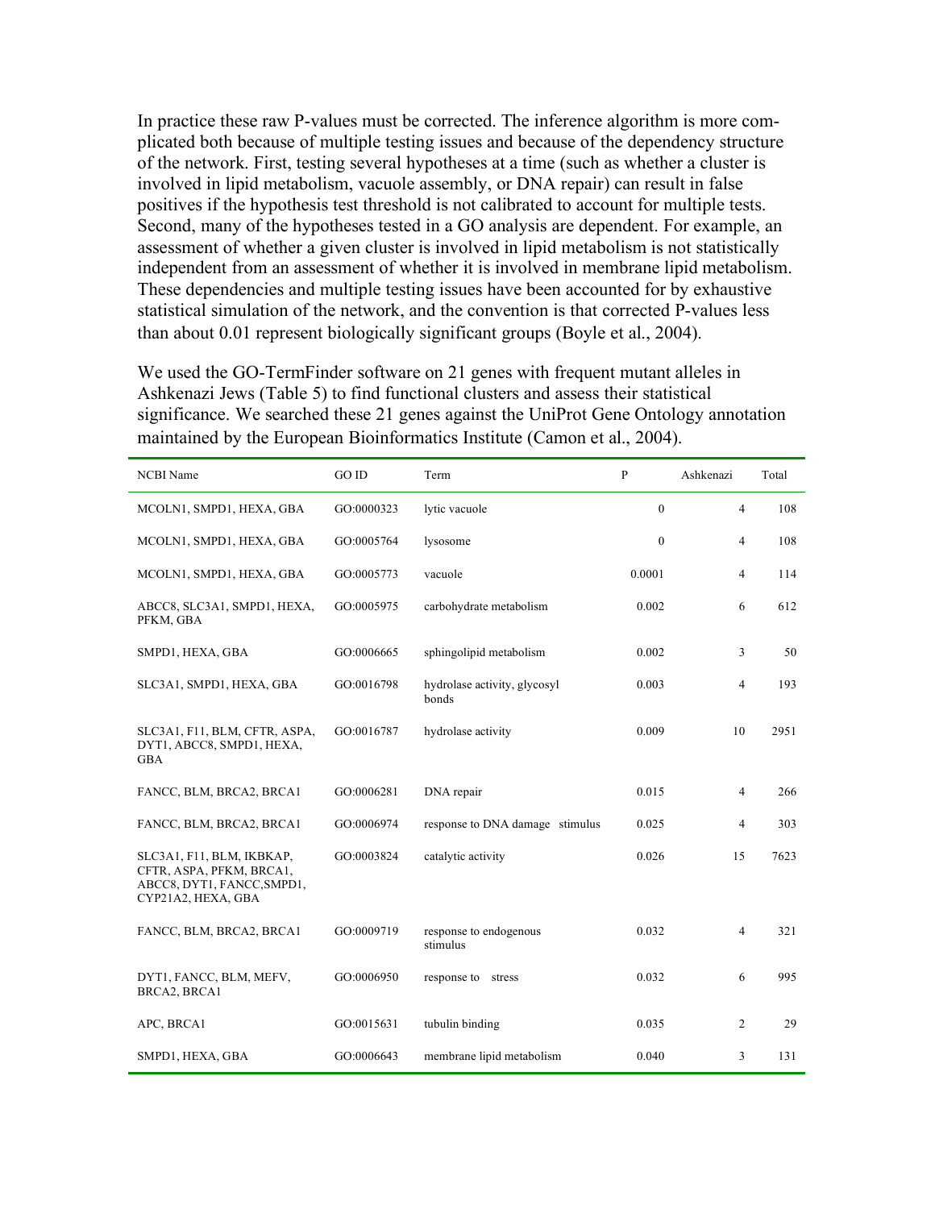In practice these raw P-values must be corrected. The inference algorithm is more complicated both because of multiple testing issues and because of the dependency structure of the network. First, testing several hypotheses at a time (such as whether a cluster is involved in lipid metabolism, vacuole assembly, or DNA repair) can result in false positives if the hypothesis test threshold is not calibrated to account for multiple tests. Second, many of the hypotheses tested in a GO analysis are dependent. For example, an assessment of whether a given cluster is involved in lipid metabolism is not statistically independent from an assessment of whether it is involved in membrane lipid metabolism. These dependencies and multiple testing issues have been accounted for by exhaustive statistical simulation of the network, and the convention is that corrected P-values less than about 0.01 represent biologically significant groups (Boyle et al., 2004).

We used the GO-TermFinder software on 21 genes with frequent mutant alleles in Ashkenazi Jews (Table 5) to find functional clusters and assess their statistical significance. We searched these 21 genes against the UniProt Gene Ontology annotation maintained by the European Bioinformatics Institute (Camon et al., 2004).

| NCBI Name | GO ID | Term | P | Ashkenazi | Total |
|---|---|---|---|---|---|
| MCOLN1, SMPD1, HEXA, GBA | GO:0000323 | lytic vacuole | 0 | 4 | 108 |
| MCOLN1, SMPD1, HEXA, GBA | GO:0005764 | lysosome | 0 | 4 | 108 |
| MCOLN1, SMPD1, HEXA, GBA | GO:0005773 | vacuole | 0.0001 | 4 | 114 |
| ABCC8, SLC3A1, SMPD1, HEXA, PFKM, GBA | GO:0005975 | carbohydrate metabolism | 0.002 | 6 | 612 |
| SMPD1, HEXA, GBA | GO:0006665 | sphingolipid metabolism | 0.002 | 3 | 50 |
| SLC3A1, SMPD1, HEXA, GBA | GO:0016798 | hydrolase activity, glycosyl bonds | 0.003 | 4 | 193 |
| SLC3A1, F11, BLM, CFTR, ASPA, DYT1, ABCC8, SMPD1, HEXA, GBA | GO:0016787 | hydrolase activity | 0.009 | 10 | 2951 |
| FANCC, BLM, BRCA2, BRCA1 | GO:0006281 | DNA repair | 0.015 | 4 | 266 |
| FANCC, BLM, BRCA2, BRCA1 | GO:0006974 | response to DNA damage stimulus | 0.025 | 4 | 303 |
| SLC3A1, F11, BLM, IKBKAP, CFTR, ASPA, PFKM, BRCA1, ABCC8, DYT1, FANCC,SMPD1, CYP21A2, HEXA, GBA | GO:0003824 | catalytic activity | 0.026 | 15 | 7623 |
| FANCC, BLM, BRCA2, BRCA1 | GO:0009719 | response to endogenous stimulus | 0.032 | 4 | 321 |
| DYT1, FANCC, BLM, MEFV, BRCA2, BRCA1 | GO:0006950 | response to stress | 0.032 | 6 | 995 |
| APC, BRCA1 | GO:0015631 | tubulin binding | 0.035 | 2 | 29 |
| SMPD1, HEXA, GBA | GO:0006643 | membrane lipid metabolism | 0.040 | 3 | 131 |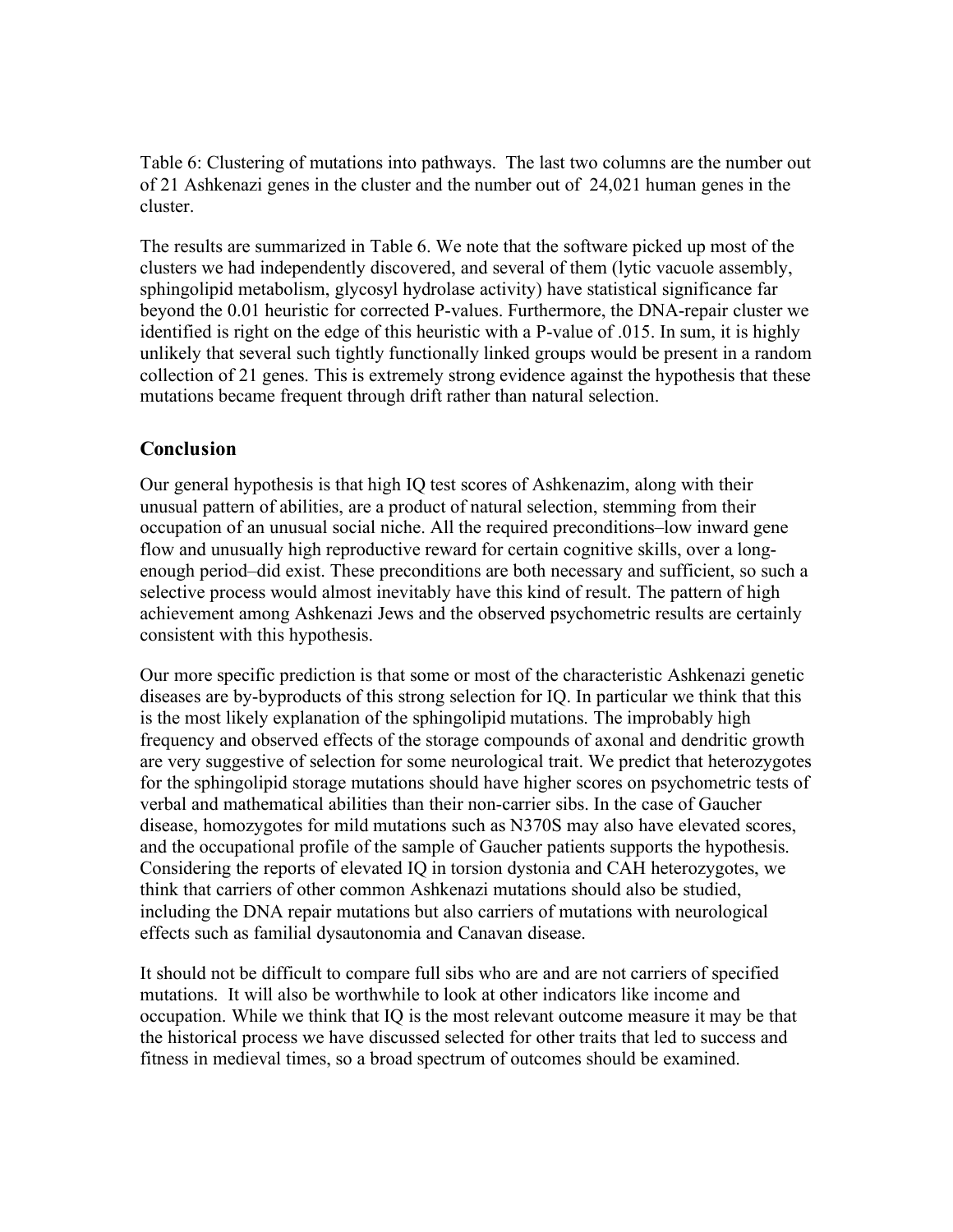Table 6: Clustering of mutations into pathways. The last two columns are the number out of 21 Ashkenazi genes in the cluster and the number out of 24,021 human genes in the cluster.

The results are summarized in Table 6. We note that the software picked up most of the clusters we had independently discovered, and several of them (lytic vacuole assembly, sphingolipid metabolism, glycosyl hydrolase activity) have statistical significance far beyond the 0.01 heuristic for corrected P-values. Furthermore, the DNA-repair cluster we identified is right on the edge of this heuristic with a P-value of .015. In sum, it is highly unlikely that several such tightly functionally linked groups would be present in a random collection of 21 genes. This is extremely strong evidence against the hypothesis that these mutations became frequent through drift rather than natural selection.

## Conclusion

Our general hypothesis is that high IQ test scores of Ashkenazim, along with their unusual pattern of abilities, are a product of natural selection, stemming from their occupation of an unusual social niche. All the required preconditions–low inward gene flow and unusually high reproductive reward for certain cognitive skills, over a long-enough period–did exist. These preconditions are both necessary and sufficient, so such a selective process would almost inevitably have this kind of result. The pattern of high achievement among Ashkenazi Jews and the observed psychometric results are certainly consistent with this hypothesis.

Our more specific prediction is that some or most of the characteristic Ashkenazi genetic diseases are by-byproducts of this strong selection for IQ. In particular we think that this is the most likely explanation of the sphingolipid mutations. The improbably high frequency and observed effects of the storage compounds of axonal and dendritic growth are very suggestive of selection for some neurological trait. We predict that heterozygotes for the sphingolipid storage mutations should have higher scores on psychometric tests of verbal and mathematical abilities than their non-carrier sibs. In the case of Gaucher disease, homozygotes for mild mutations such as N370S may also have elevated scores, and the occupational profile of the sample of Gaucher patients supports the hypothesis. Considering the reports of elevated IQ in torsion dystonia and CAH heterozygotes, we think that carriers of other common Ashkenazi mutations should also be studied, including the DNA repair mutations but also carriers of mutations with neurological effects such as familial dysautonomia and Canavan disease.

It should not be difficult to compare full sibs who are and are not carriers of specified mutations. It will also be worthwhile to look at other indicators like income and occupation. While we think that IQ is the most relevant outcome measure it may be that the historical process we have discussed selected for other traits that led to success and fitness in medieval times, so a broad spectrum of outcomes should be examined.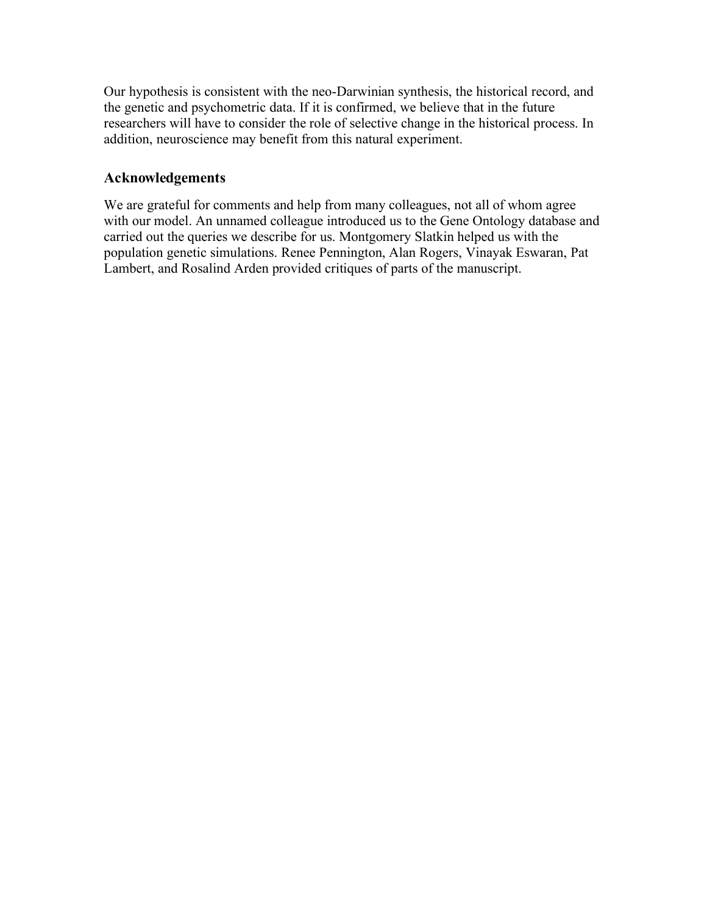Our hypothesis is consistent with the neo-Darwinian synthesis, the historical record, and the genetic and psychometric data. If it is confirmed, we believe that in the future researchers will have to consider the role of selective change in the historical process. In addition, neuroscience may benefit from this natural experiment.

## Acknowledgements

We are grateful for comments and help from many colleagues, not all of whom agree with our model. An unnamed colleague introduced us to the Gene Ontology database and carried out the queries we describe for us. Montgomery Slatkin helped us with the population genetic simulations. Renee Pennington, Alan Rogers, Vinayak Eswaran, Pat Lambert, and Rosalind Arden provided critiques of parts of the manuscript.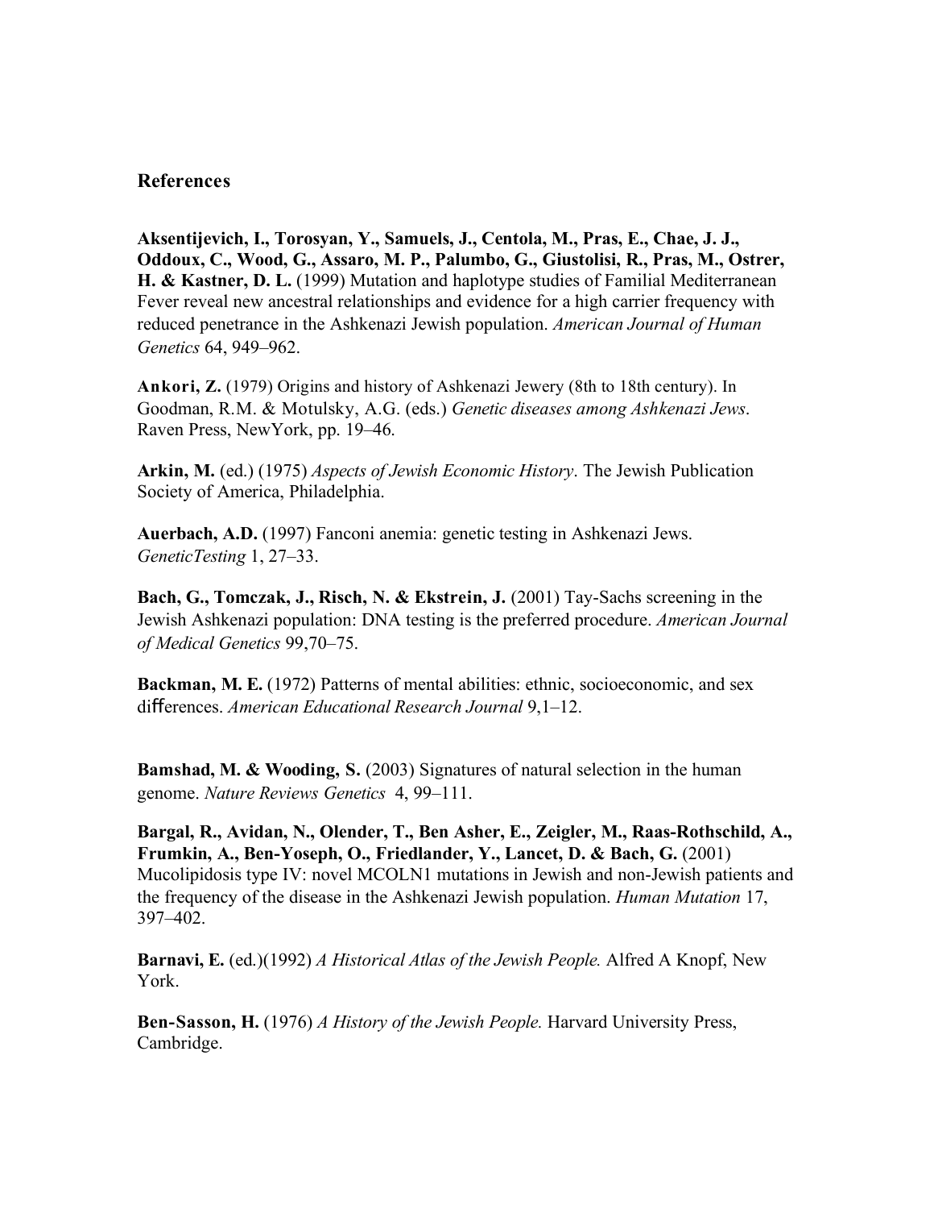## References

**Aksentijevich, I., Torosyan, Y., Samuels, J., Centola, M., Pras, E., Chae, J. J., Oddoux, C., Wood, G., Assaro, M. P., Palumbo, G., Giustolisi, R., Pras, M., Ostrer, H. & Kastner, D. L.** (1999) Mutation and haplotype studies of Familial Mediterranean Fever reveal new ancestral relationships and evidence for a high carrier frequency with reduced penetrance in the Ashkenazi Jewish population. *American Journal of Human Genetics* 64, 949–962.

**Ankori, Z.** (1979) Origins and history of Ashkenazi Jewery (8th to 18th century). In Goodman, R.M. & Motulsky, A.G. (eds.) *Genetic diseases among Ashkenazi Jews*. Raven Press, NewYork, pp. 19–46.

**Arkin, M.** (ed.) (1975) *Aspects of Jewish Economic History*. The Jewish Publication Society of America, Philadelphia.

**Auerbach, A.D.** (1997) Fanconi anemia: genetic testing in Ashkenazi Jews. *GeneticTesting* 1, 27–33.

**Bach, G., Tomczak, J., Risch, N. & Ekstrein, J.** (2001) Tay-Sachs screening in the Jewish Ashkenazi population: DNA testing is the preferred procedure. *American Journal of Medical Genetics* 99,70–75.

**Backman, M. E.** (1972) Patterns of mental abilities: ethnic, socioeconomic, and sex differences. *American Educational Research Journal* 9,1–12.

**Bamshad, M. & Wooding, S.** (2003) Signatures of natural selection in the human genome. *Nature Reviews Genetics* 4, 99–111.

**Bargal, R., Avidan, N., Olender, T., Ben Asher, E., Zeigler, M., Raas-Rothschild, A., Frumkin, A., Ben-Yoseph, O., Friedlander, Y., Lancet, D. & Bach, G.** (2001) Mucolipidosis type IV: novel MCOLN1 mutations in Jewish and non-Jewish patients and the frequency of the disease in the Ashkenazi Jewish population. *Human Mutation* 17, 397–402.

**Barnavi, E.** (ed.)(1992) *A Historical Atlas of the Jewish People.* Alfred A Knopf, New York.

**Ben-Sasson, H.** (1976) *A History of the Jewish People.* Harvard University Press, Cambridge.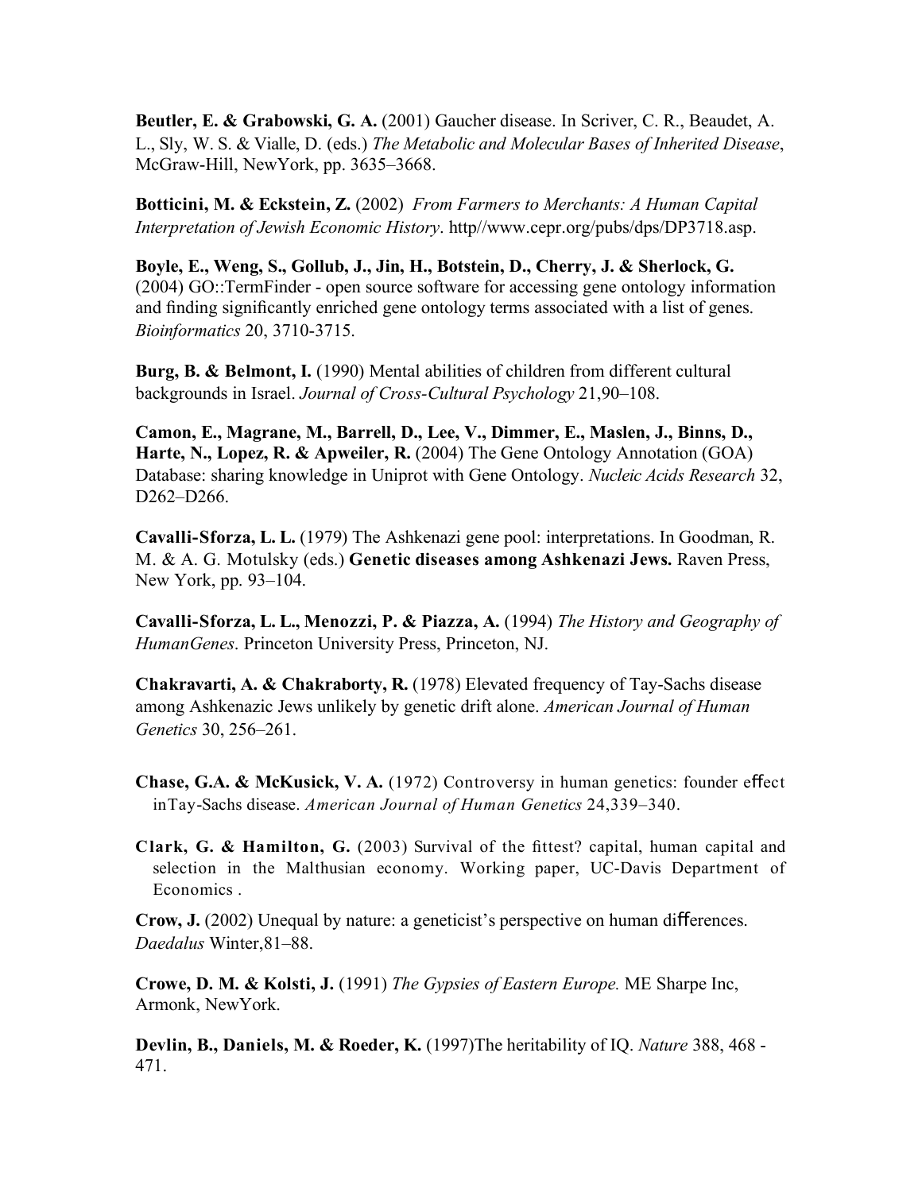**Beutler, E. & Grabowski, G. A.** (2001) Gaucher disease. In Scriver, C. R., Beaudet, A. L., Sly, W. S. & Vialle, D. (eds.) *The Metabolic and Molecular Bases of Inherited Disease*, McGraw-Hill, NewYork, pp. 3635–3668.

**Botticini, M. & Eckstein, Z.** (2002) *From Farmers to Merchants: A Human Capital Interpretation of Jewish Economic History*. http//www.cepr.org/pubs/dps/DP3718.asp.

**Boyle, E., Weng, S., Gollub, J., Jin, H., Botstein, D., Cherry, J. & Sherlock, G.** (2004) GO::TermFinder - open source software for accessing gene ontology information and finding significantly enriched gene ontology terms associated with a list of genes. *Bioinformatics* 20, 3710-3715.

**Burg, B. & Belmont, I.** (1990) Mental abilities of children from different cultural backgrounds in Israel. *Journal of Cross-Cultural Psychology* 21,90–108.

**Camon, E., Magrane, M., Barrell, D., Lee, V., Dimmer, E., Maslen, J., Binns, D., Harte, N., Lopez, R. & Apweiler, R.** (2004) The Gene Ontology Annotation (GOA) Database: sharing knowledge in Uniprot with Gene Ontology. *Nucleic Acids Research* 32, D262–D266.

**Cavalli-Sforza, L. L.** (1979) The Ashkenazi gene pool: interpretations. In Goodman, R. M. & A. G. Motulsky (eds.) **Genetic diseases among Ashkenazi Jews.** Raven Press, New York, pp. 93–104.

**Cavalli-Sforza, L. L., Menozzi, P. & Piazza, A.** (1994) *The History and Geography of HumanGenes*. Princeton University Press, Princeton, NJ.

**Chakravarti, A. & Chakraborty, R.** (1978) Elevated frequency of Tay-Sachs disease among Ashkenazic Jews unlikely by genetic drift alone. *American Journal of Human Genetics* 30, 256–261.

**Chase, G.A. & McKusick, V. A.** (1972) Controversy in human genetics: founder effect inTay-Sachs disease. *American Journal of Human Genetics* 24,339–340.

**Clark, G. & Hamilton, G.** (2003) Survival of the fittest? capital, human capital and selection in the Malthusian economy. Working paper, UC-Davis Department of Economics .

**Crow, J.** (2002) Unequal by nature: a geneticist's perspective on human differences. *Daedalus* Winter,81–88.

**Crowe, D. M. & Kolsti, J.** (1991) *The Gypsies of Eastern Europe.* ME Sharpe Inc, Armonk, NewYork.

**Devlin, B., Daniels, M. & Roeder, K.** (1997)The heritability of IQ. *Nature* 388, 468 - 471.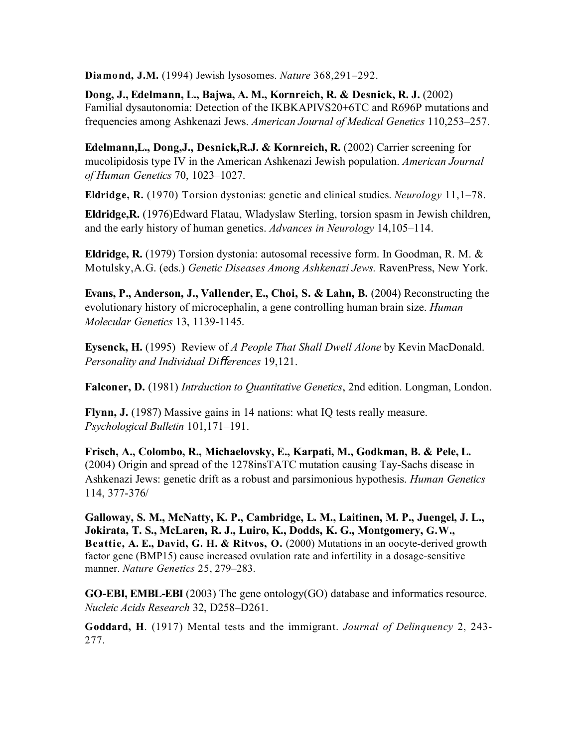**Diamond, J.M.** (1994) Jewish lysosomes. *Nature* 368,291–292.

**Dong, J., Edelmann, L., Bajwa, A. M., Kornreich, R. & Desnick, R. J.** (2002) Familial dysautonomia: Detection of the IKBKAPIVS20+6TC and R696P mutations and frequencies among Ashkenazi Jews. *American Journal of Medical Genetics* 110,253–257.

**Edelmann,L., Dong,J., Desnick,R.J. & Kornreich, R.** (2002) Carrier screening for mucolipidosis type IV in the American Ashkenazi Jewish population. *American Journal of Human Genetics* 70, 1023–1027.

**Eldridge, R.** (1970) Torsion dystonias: genetic and clinical studies. *Neurology* 11,1–78.

**Eldridge,R.** (1976)Edward Flatau, Wladyslaw Sterling, torsion spasm in Jewish children, and the early history of human genetics. *Advances in Neurology* 14,105–114.

**Eldridge, R.** (1979) Torsion dystonia: autosomal recessive form. In Goodman, R. M. & Motulsky,A.G. (eds.) *Genetic Diseases Among Ashkenazi Jews.* RavenPress, New York.

**Evans, P., Anderson, J., Vallender, E., Choi, S. & Lahn, B.** (2004) Reconstructing the evolutionary history of microcephalin, a gene controlling human brain size. *Human Molecular Genetics* 13, 1139-1145.

**Eysenck, H.** (1995) Review of *A People That Shall Dwell Alone* by Kevin MacDonald. *Personality and Individual Differences* 19,121.

**Falconer, D.** (1981) *Intrduction to Quantitative Genetics*, 2nd edition. Longman, London.

**Flynn, J.** (1987) Massive gains in 14 nations: what IQ tests really measure. *Psychological Bulletin* 101,171–191.

**Frisch, A., Colombo, R., Michaelovsky, E., Karpati, M., Godkman, B. & Pele, L.** (2004) Origin and spread of the 1278insTATC mutation causing Tay-Sachs disease in Ashkenazi Jews: genetic drift as a robust and parsimonious hypothesis. *Human Genetics* 114, 377-376/

**Galloway, S. M., McNatty, K. P., Cambridge, L. M., Laitinen, M. P., Juengel, J. L., Jokirata, T. S., McLaren, R. J., Luiro, K., Dodds, K. G., Montgomery, G.W., Beattie, A. E., David, G. H. & Ritvos, O.** (2000) Mutations in an oocyte-derived growth factor gene (BMP15) cause increased ovulation rate and infertility in a dosage-sensitive manner. *Nature Genetics* 25, 279–283.

**GO-EBI, EMBL-EBI** (2003) The gene ontology(GO) database and informatics resource. *Nucleic Acids Research* 32, D258–D261.

**Goddard, H**. (1917) Mental tests and the immigrant. *Journal of Delinquency* 2, 243-277.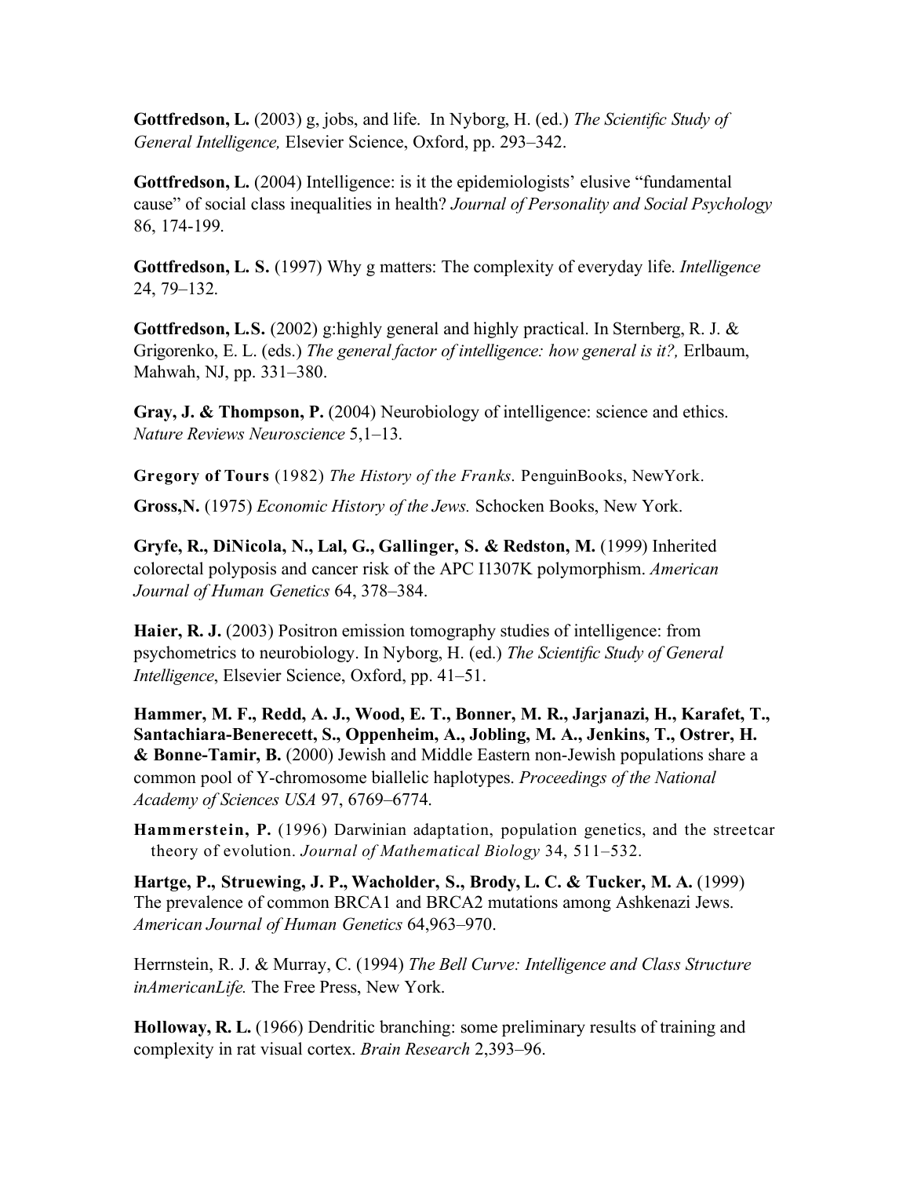**Gottfredson, L.** (2003) g, jobs, and life. In Nyborg, H. (ed.) *The Scientific Study of General Intelligence,* Elsevier Science, Oxford, pp. 293–342.

**Gottfredson, L.** (2004) Intelligence: is it the epidemiologists' elusive "fundamental cause" of social class inequalities in health? *Journal of Personality and Social Psychology* 86, 174-199.

**Gottfredson, L. S.** (1997) Why g matters: The complexity of everyday life. *Intelligence* 24, 79–132.

**Gottfredson, L.S.** (2002) g:highly general and highly practical. In Sternberg, R. J. & Grigorenko, E. L. (eds.) *The general factor of intelligence: how general is it?,* Erlbaum, Mahwah, NJ, pp. 331–380.

**Gray, J. & Thompson, P.** (2004) Neurobiology of intelligence: science and ethics. *Nature Reviews Neuroscience* 5,1–13.

**Gregory of Tours** (1982) *The History of the Franks.* PenguinBooks, NewYork.

**Gross,N.** (1975) *Economic History of the Jews.* Schocken Books, New York.

**Gryfe, R., DiNicola, N., Lal, G., Gallinger, S. & Redston, M.** (1999) Inherited colorectal polyposis and cancer risk of the APC I1307K polymorphism. *American Journal of Human Genetics* 64, 378–384.

**Haier, R. J.** (2003) Positron emission tomography studies of intelligence: from psychometrics to neurobiology. In Nyborg, H. (ed.) *The Scientific Study of General Intelligence*, Elsevier Science, Oxford, pp. 41–51.

**Hammer, M. F., Redd, A. J., Wood, E. T., Bonner, M. R., Jarjanazi, H., Karafet, T., Santachiara-Benerecett, S., Oppenheim, A., Jobling, M. A., Jenkins, T., Ostrer, H. & Bonne-Tamir, B.** (2000) Jewish and Middle Eastern non-Jewish populations share a common pool of Y-chromosome biallelic haplotypes. *Proceedings of the National Academy of Sciences USA* 97, 6769–6774.

**Hammerstein, P.** (1996) Darwinian adaptation, population genetics, and the streetcar theory of evolution. *Journal of Mathematical Biology* 34, 511–532.

**Hartge, P., Struewing, J. P., Wacholder, S., Brody, L. C. & Tucker, M. A.** (1999) The prevalence of common BRCA1 and BRCA2 mutations among Ashkenazi Jews. *American Journal of Human Genetics* 64,963–970.

Herrnstein, R. J. & Murray, C. (1994) *The Bell Curve: Intelligence and Class Structure inAmericanLife.* The Free Press, New York.

**Holloway, R. L.** (1966) Dendritic branching: some preliminary results of training and complexity in rat visual cortex. *Brain Research* 2,393–96.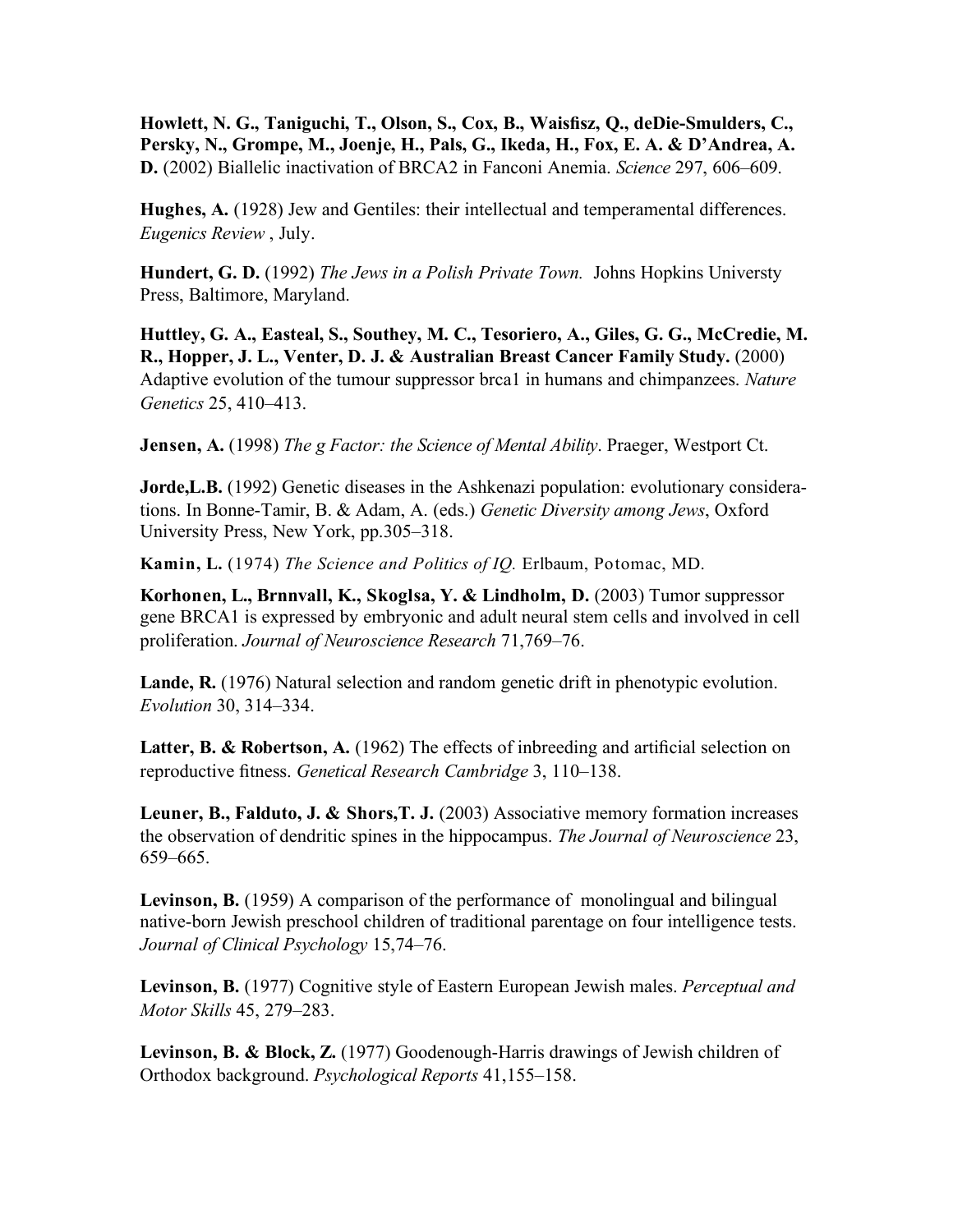**Howlett, N. G., Taniguchi, T., Olson, S., Cox, B., Waisfisz, Q., deDie-Smulders, C., Persky, N., Grompe, M., Joenje, H., Pals, G., Ikeda, H., Fox, E. A. & D'Andrea, A. D.** (2002) Biallelic inactivation of BRCA2 in Fanconi Anemia. *Science* 297, 606–609.

**Hughes, A.** (1928) Jew and Gentiles: their intellectual and temperamental differences. *Eugenics Review* , July.

**Hundert, G. D.** (1992) *The Jews in a Polish Private Town.* Johns Hopkins Universty Press, Baltimore, Maryland.

**Huttley, G. A., Easteal, S., Southey, M. C., Tesoriero, A., Giles, G. G., McCredie, M. R., Hopper, J. L., Venter, D. J. & Australian Breast Cancer Family Study.** (2000) Adaptive evolution of the tumour suppressor brca1 in humans and chimpanzees. *Nature Genetics* 25, 410–413.

**Jensen, A.** (1998) *The g Factor: the Science of Mental Ability*. Praeger, Westport Ct.

**Jorde,L.B.** (1992) Genetic diseases in the Ashkenazi population: evolutionary considerations. In Bonne-Tamir, B. & Adam, A. (eds.) *Genetic Diversity among Jews*, Oxford University Press, New York, pp.305–318.

**Kamin, L.** (1974) *The Science and Politics of IQ.* Erlbaum, Potomac, MD.

**Korhonen, L., Brnnvall, K., Skoglsa, Y. & Lindholm, D.** (2003) Tumor suppressor gene BRCA1 is expressed by embryonic and adult neural stem cells and involved in cell proliferation. *Journal of Neuroscience Research* 71,769–76.

**Lande, R.** (1976) Natural selection and random genetic drift in phenotypic evolution. *Evolution* 30, 314–334.

**Latter, B. & Robertson, A.** (1962) The effects of inbreeding and artificial selection on reproductive fitness. *Genetical Research Cambridge* 3, 110–138.

**Leuner, B., Falduto, J. & Shors,T. J.** (2003) Associative memory formation increases the observation of dendritic spines in the hippocampus. *The Journal of Neuroscience* 23, 659–665.

**Levinson, B.** (1959) A comparison of the performance of monolingual and bilingual native-born Jewish preschool children of traditional parentage on four intelligence tests. *Journal of Clinical Psychology* 15,74–76.

**Levinson, B.** (1977) Cognitive style of Eastern European Jewish males. *Perceptual and Motor Skills* 45, 279–283.

**Levinson, B. & Block, Z.** (1977) Goodenough-Harris drawings of Jewish children of Orthodox background. *Psychological Reports* 41,155–158.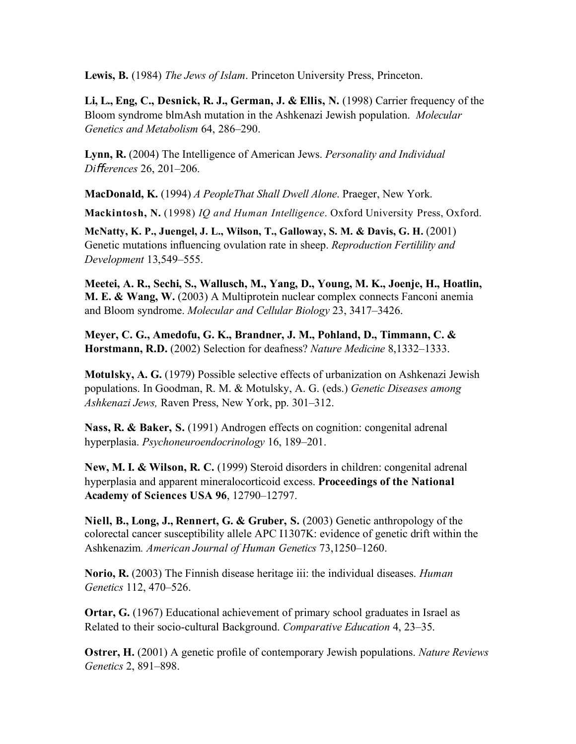**Lewis, B.** (1984) *The Jews of Islam*. Princeton University Press, Princeton.

**Li, L., Eng, C., Desnick, R. J., German, J. & Ellis, N.** (1998) Carrier frequency of the Bloom syndrome blmAsh mutation in the Ashkenazi Jewish population. *Molecular Genetics and Metabolism* 64, 286–290.

**Lynn, R.** (2004) The Intelligence of American Jews. *Personality and Individual Differences* 26, 201–206.

**MacDonald, K.** (1994) *A PeopleThat Shall Dwell Alone*. Praeger, New York.

**Mackintosh, N.** (1998) *IQ and Human Intelligence*. Oxford University Press, Oxford.

**McNatty, K. P., Juengel, J. L., Wilson, T., Galloway, S. M. & Davis, G. H.** (2001) Genetic mutations influencing ovulation rate in sheep. *Reproduction Fertilility and Development* 13,549–555.

**Meetei, A. R., Sechi, S., Wallusch, M., Yang, D., Young, M. K., Joenje, H., Hoatlin, M. E. & Wang, W.** (2003) A Multiprotein nuclear complex connects Fanconi anemia and Bloom syndrome. *Molecular and Cellular Biology* 23, 3417–3426.

**Meyer, C. G., Amedofu, G. K., Brandner, J. M., Pohland, D., Timmann, C. & Horstmann, R.D.** (2002) Selection for deafness? *Nature Medicine* 8,1332–1333.

**Motulsky, A. G.** (1979) Possible selective effects of urbanization on Ashkenazi Jewish populations. In Goodman, R. M. & Motulsky, A. G. (eds.) *Genetic Diseases among Ashkenazi Jews,* Raven Press, New York, pp. 301–312.

**Nass, R. & Baker, S.** (1991) Androgen effects on cognition: congenital adrenal hyperplasia. *Psychoneuroendocrinology* 16, 189–201.

**New, M. I. & Wilson, R. C.** (1999) Steroid disorders in children: congenital adrenal hyperplasia and apparent mineralocorticoid excess. **Proceedings of the National Academy of Sciences USA 96**, 12790–12797.

**Niell, B., Long, J., Rennert, G. & Gruber, S.** (2003) Genetic anthropology of the colorectal cancer susceptibility allele APC I1307K: evidence of genetic drift within the Ashkenazim. *American Journal of Human Genetics* 73,1250–1260.

**Norio, R.** (2003) The Finnish disease heritage iii: the individual diseases. *Human Genetics* 112, 470–526.

**Ortar, G.** (1967) Educational achievement of primary school graduates in Israel as Related to their socio-cultural Background. *Comparative Education* 4, 23–35.

**Ostrer, H.** (2001) A genetic profile of contemporary Jewish populations. *Nature Reviews Genetics* 2, 891–898.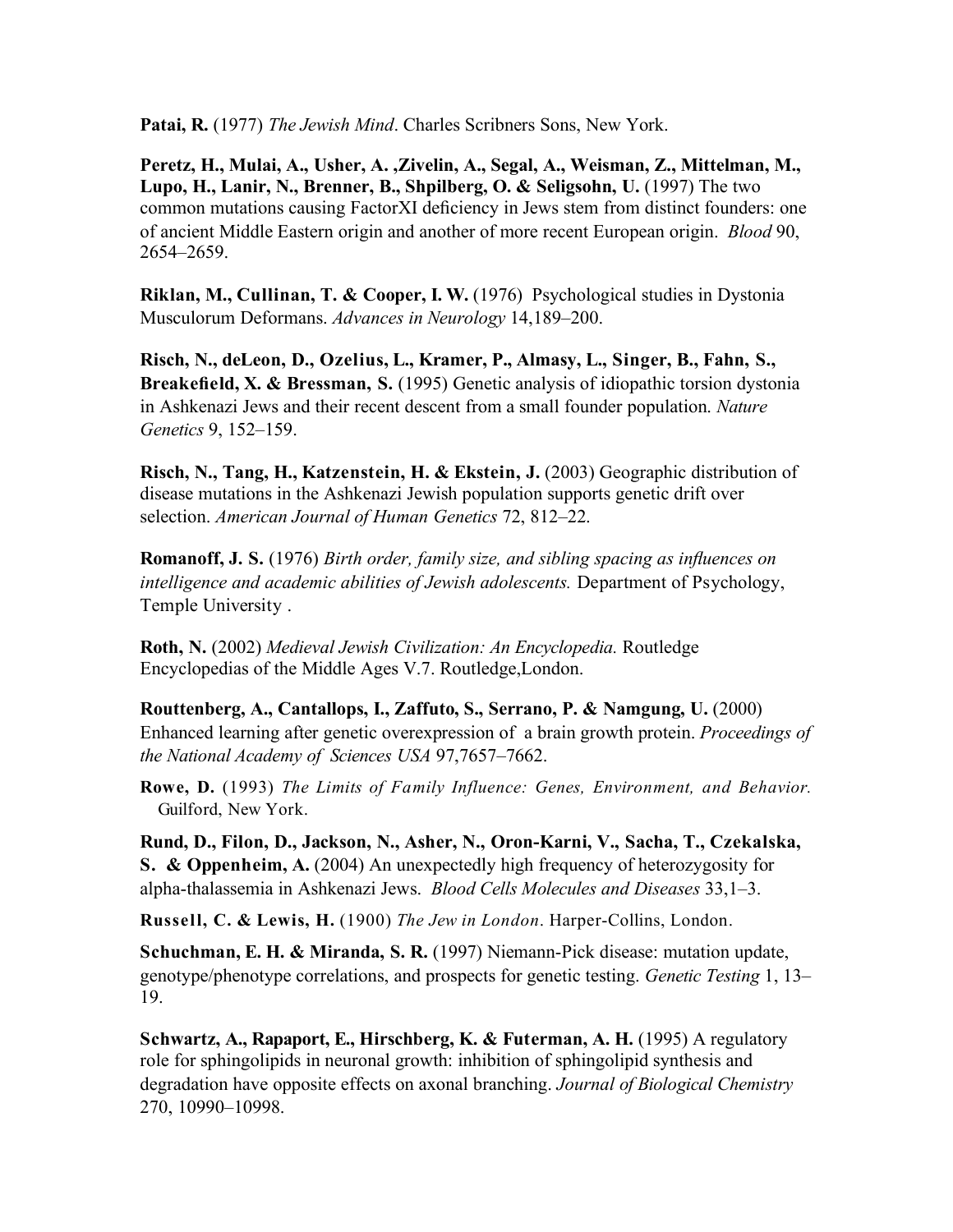**Patai, R.** (1977) *The Jewish Mind*. Charles Scribners Sons, New York.

**Peretz, H., Mulai, A., Usher, A. ,Zivelin, A., Segal, A., Weisman, Z., Mittelman, M., Lupo, H., Lanir, N., Brenner, B., Shpilberg, O. & Seligsohn, U.** (1997) The two common mutations causing FactorXI deficiency in Jews stem from distinct founders: one of ancient Middle Eastern origin and another of more recent European origin. *Blood* 90, 2654–2659.

**Riklan, M., Cullinan, T. & Cooper, I. W.** (1976) Psychological studies in Dystonia Musculorum Deformans. *Advances in Neurology* 14,189–200.

**Risch, N., deLeon, D., Ozelius, L., Kramer, P., Almasy, L., Singer, B., Fahn, S., Breakefield, X. & Bressman, S.** (1995) Genetic analysis of idiopathic torsion dystonia in Ashkenazi Jews and their recent descent from a small founder population. *Nature Genetics* 9, 152–159.

**Risch, N., Tang, H., Katzenstein, H. & Ekstein, J.** (2003) Geographic distribution of disease mutations in the Ashkenazi Jewish population supports genetic drift over selection. *American Journal of Human Genetics* 72, 812–22.

**Romanoff, J. S.** (1976) *Birth order, family size, and sibling spacing as influences on intelligence and academic abilities of Jewish adolescents.* Department of Psychology, Temple University .

**Roth, N.** (2002) *Medieval Jewish Civilization: An Encyclopedia.* Routledge Encyclopedias of the Middle Ages V.7. Routledge,London.

**Routtenberg, A., Cantallops, I., Zaffuto, S., Serrano, P. & Namgung, U.** (2000) Enhanced learning after genetic overexpression of a brain growth protein. *Proceedings of the National Academy of Sciences USA* 97,7657–7662.

**Rowe, D.** (1993) *The Limits of Family Influence: Genes, Environment, and Behavior.* Guilford, New York.

**Rund, D., Filon, D., Jackson, N., Asher, N., Oron-Karni, V., Sacha, T., Czekalska, S. & Oppenheim, A.** (2004) An unexpectedly high frequency of heterozygosity for alpha-thalassemia in Ashkenazi Jews. *Blood Cells Molecules and Diseases* 33,1–3.

**Russell, C. & Lewis, H.** (1900) *The Jew in London*. Harper-Collins, London.

**Schuchman, E. H. & Miranda, S. R.** (1997) Niemann-Pick disease: mutation update, genotype/phenotype correlations, and prospects for genetic testing. *Genetic Testing* 1, 13–19.

**Schwartz, A., Rapaport, E., Hirschberg, K. & Futerman, A. H.** (1995) A regulatory role for sphingolipids in neuronal growth: inhibition of sphingolipid synthesis and degradation have opposite effects on axonal branching. *Journal of Biological Chemistry* 270, 10990–10998.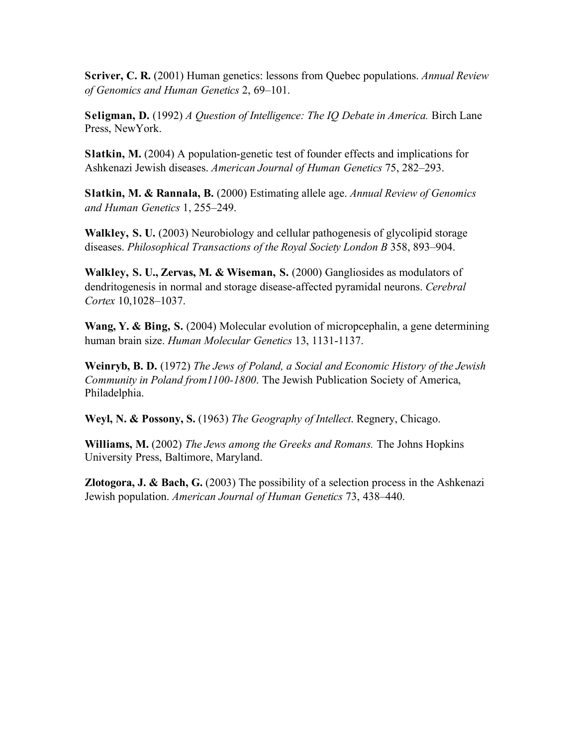**Scriver, C. R.** (2001) Human genetics: lessons from Quebec populations. *Annual Review of Genomics and Human Genetics* 2, 69–101.

**Seligman, D.** (1992) *A Question of Intelligence: The IQ Debate in America.* Birch Lane Press, NewYork.

**Slatkin, M.** (2004) A population-genetic test of founder effects and implications for Ashkenazi Jewish diseases. *American Journal of Human Genetics* 75, 282–293.

**Slatkin, M. & Rannala, B.** (2000) Estimating allele age. *Annual Review of Genomics and Human Genetics* 1, 255–249.

**Walkley, S. U.** (2003) Neurobiology and cellular pathogenesis of glycolipid storage diseases. *Philosophical Transactions of the Royal Society London B* 358, 893–904.

**Walkley, S. U., Zervas, M. & Wiseman, S.** (2000) Gangliosides as modulators of dendritogenesis in normal and storage disease-affected pyramidal neurons. *Cerebral Cortex* 10,1028–1037.

**Wang, Y. & Bing, S.** (2004) Molecular evolution of micropcephalin, a gene determining human brain size. *Human Molecular Genetics* 13, 1131-1137.

**Weinryb, B. D.** (1972) *The Jews of Poland, a Social and Economic History of the Jewish Community in Poland from1100-1800*. The Jewish Publication Society of America, Philadelphia.

**Weyl, N. & Possony, S.** (1963) *The Geography of Intellect*. Regnery, Chicago.

**Williams, M.** (2002) *The Jews among the Greeks and Romans.* The Johns Hopkins University Press, Baltimore, Maryland.

**Zlotogora, J. & Bach, G.** (2003) The possibility of a selection process in the Ashkenazi Jewish population. *American Journal of Human Genetics* 73, 438–440.